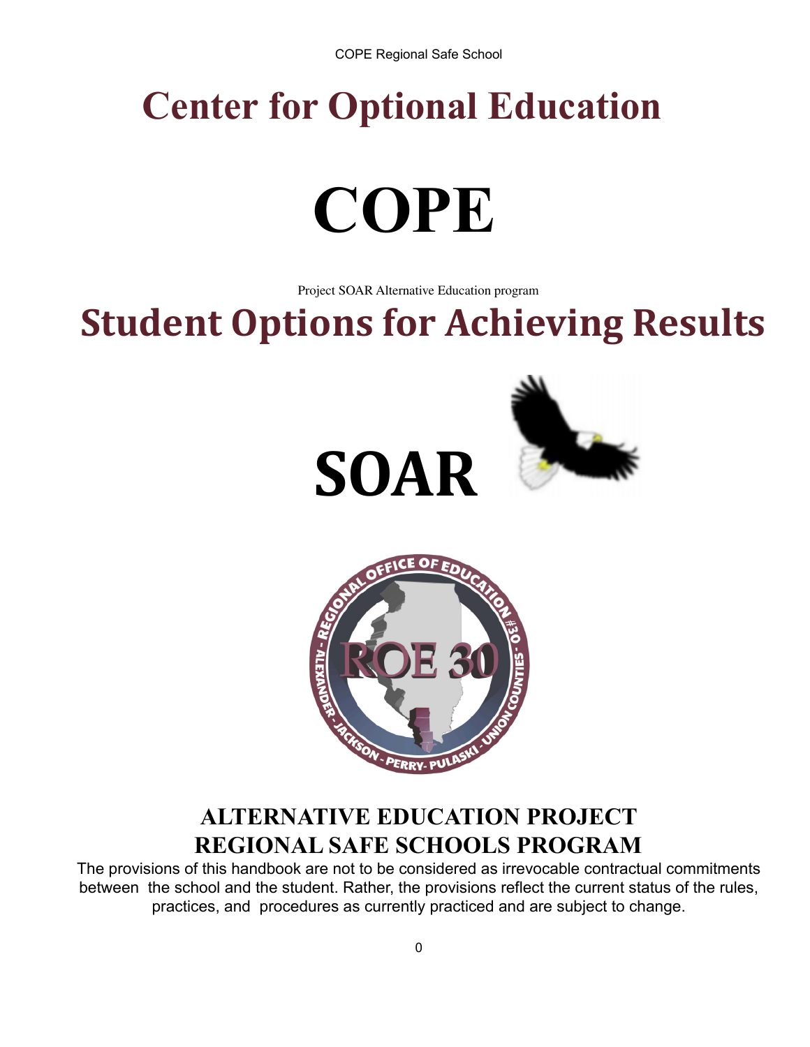# Center for Optional Education

# COPE

Project SOAR Alternative Education program

# Student Options for Achieving Results

# SOAR

## ALTERNATIVE EDUCATION PROJECT
## REGIONAL SAFE SCHOOLS PROGRAM

The provisions of this handbook are not to be considered as irrevocable contractual commitments between the school and the student. Rather, the provisions reflect the current status of the rules, practices, and procedures as currently practiced and are subject to change.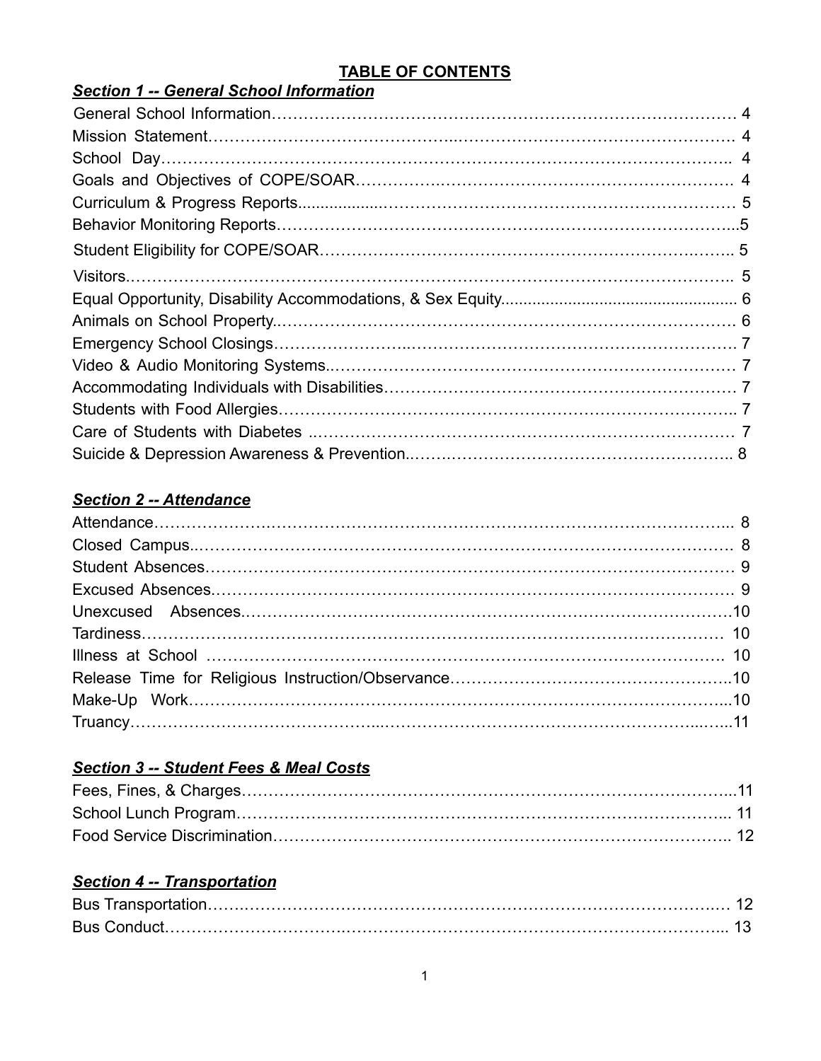# TABLE OF CONTENTS

## ***Section 1 -- General School Information***

General School Information ........ 4
Mission Statement ........ 4
School Day ........ 4
Goals and Objectives of COPE/SOAR ........ 4
Curriculum & Progress Reports ........ 5
Behavior Monitoring Reports ........ 5
Student Eligibility for COPE/SOAR ........ 5
Visitors ........ 5
Equal Opportunity, Disability Accommodations, & Sex Equity ........ 6
Animals on School Property ........ 6
Emergency School Closings ........ 7
Video & Audio Monitoring Systems ........ 7
Accommodating Individuals with Disabilities ........ 7
Students with Food Allergies ........ 7
Care of Students with Diabetes ........ 7
Suicide & Depression Awareness & Prevention ........ 8

## ***Section 2 -- Attendance***

Attendance ........ 8
Closed Campus ........ 8
Student Absences ........ 9
Excused Absences ........ 9
Unexcused Absences ........ 10
Tardiness ........ 10
Illness at School ........ 10
Release Time for Religious Instruction/Observance ........ 10
Make-Up Work ........ 10
Truancy ........ 11

## ***Section 3 -- Student Fees & Meal Costs***

Fees, Fines, & Charges ........ 11
School Lunch Program ........ 11
Food Service Discrimination ........ 12

## ***Section 4 -- Transportation***

Bus Transportation ........ 12
Bus Conduct ........ 13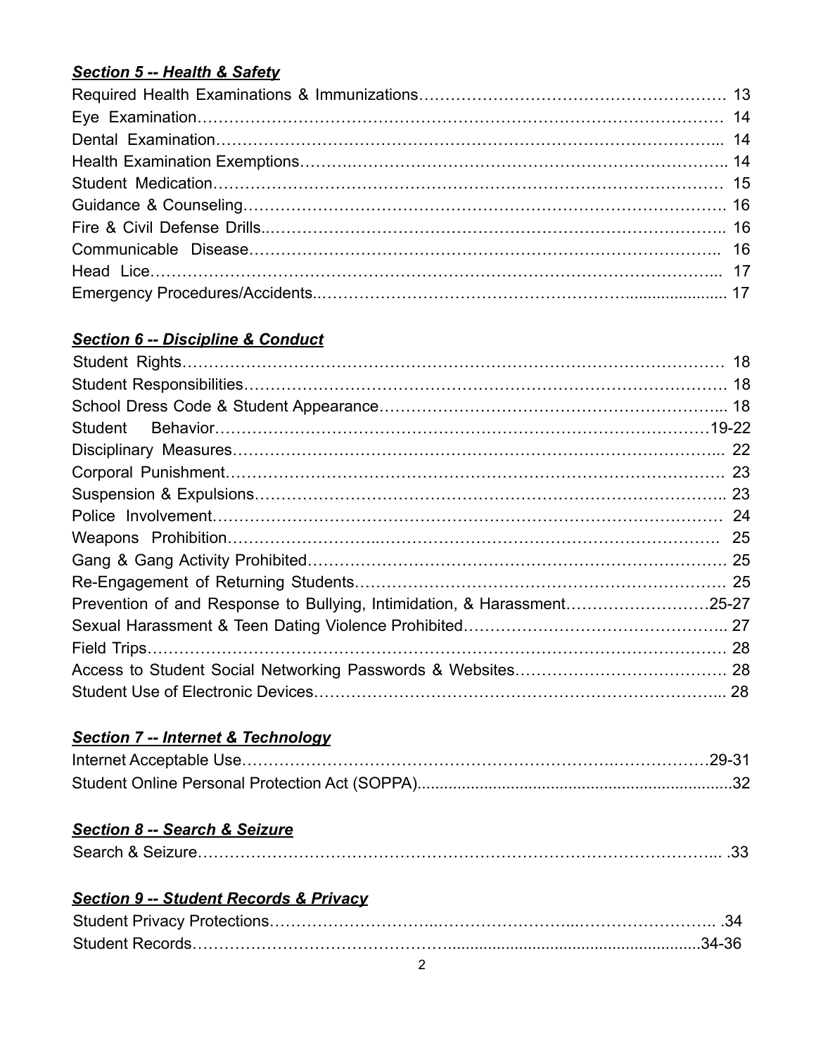## ***Section 5 -- Health & Safety***

Required Health Examinations & Immunizations………………………………………………. 13
Eye Examination………………………………………………………………………………… 14
Dental Examination…………………………………………………………………………….... 14
Health Examination Exemptions……….……………………………………………………….. 14
Student Medication……………………………………………………………………………… 15
Guidance & Counseling…………………………………………………………………………. 16
Fire & Civil Defense Drills..……………………………………………………………………….. 16
Communicable Disease……………………………………………………………………….. 16
Head Lice……………………………………………………………………………………….... 17
Emergency Procedures/Accidents..……………………………………………….................... 17

## ***Section 6 -- Discipline & Conduct***

Student Rights…………………………………………………………………………………… 18
Student Responsibilities…………………………………………………………………………. 18
School Dress Code & Student Appearance……………………………………………………... 18
Student Behavior………………………………………………………………………………19-22
Disciplinary Measures…………………………………………………………………………... 22
Corporal Punishment……………………………………………………………………………. 23
Suspension & Expulsions……………………………………………………………………….. 23
Police Involvement……………………………………………………………………………… 24
Weapons Prohibition…………………….………………………………………………………. 25
Gang & Gang Activity Prohibited………………………………………………………………. 25
Re-Engagement of Returning Students………………………………………………………. 25
Prevention of and Response to Bullying, Intimidation, & Harassment………………………25-27
Sexual Harassment & Teen Dating Violence Prohibited……………………………………….. 27
Field Trips……………………………………………………………………………………….. 28
Access to Student Social Networking Passwords & Websites…………………………………. 28
Student Use of Electronic Devices……………………………………………………………….. 28

## ***Section 7 -- Internet & Technology***

Internet Acceptable Use……………………………………………………….………………29-31
Student Online Personal Protection Act (SOPPA).......................................................................32

## ***Section 8 -- Search & Seizure***

Search & Seizure……………………………………………………………………………... .33

## ***Section 9 -- Student Records & Privacy***

Student Privacy Protections…………………………..……………………..…………………….. .34
Student Records…………………………………….........................................................34-36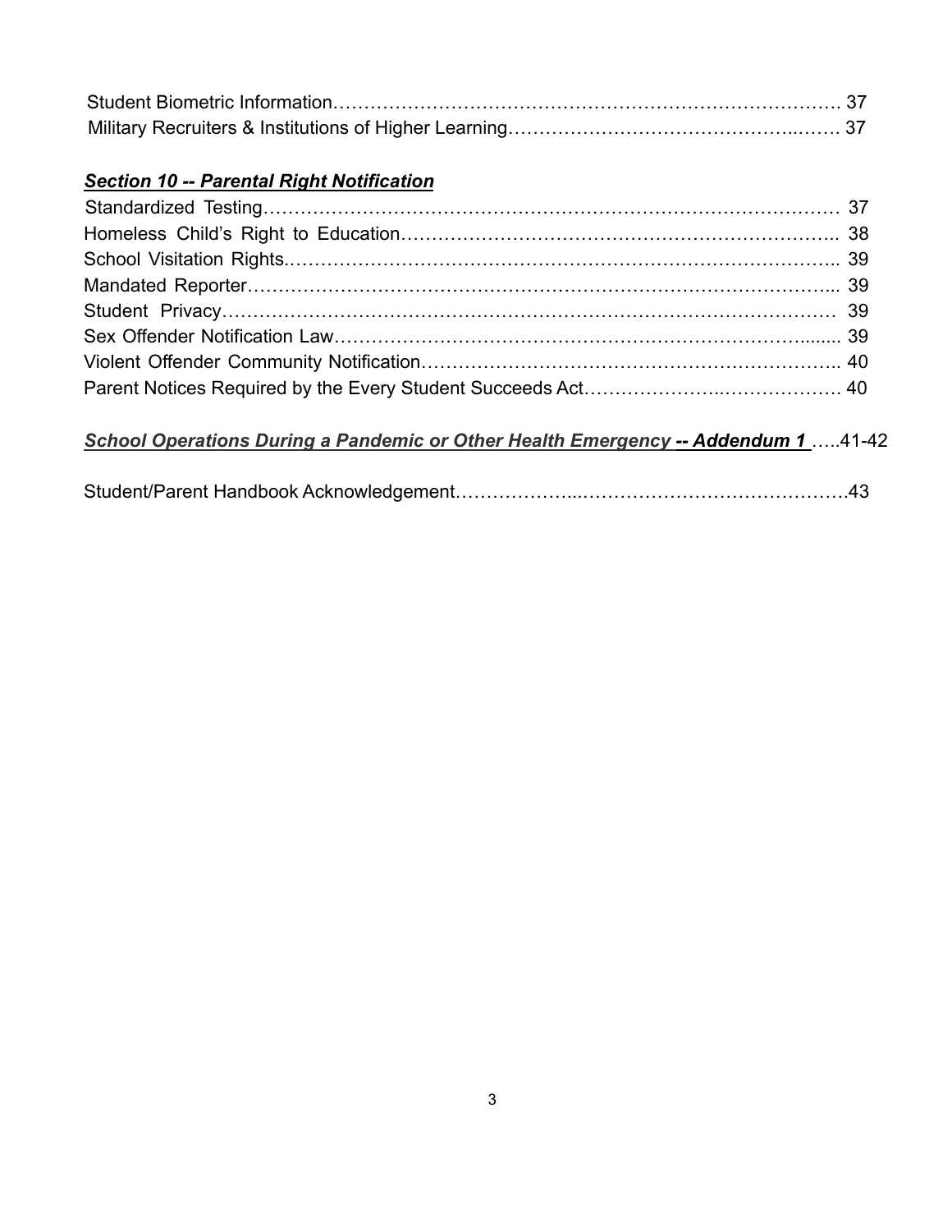Student Biometric Information……………………………………………………………………… 37
Military Recruiters & Institutions of Higher Learning……………………………………….…… 37

***<u>Section 10 -- Parental Right Notification</u>***

Standardized Testing……………………………………………………………………………… 37
Homeless Child's Right to Education…………………………………………………………….. 38
School Visitation Rights.………………………………………………………………………….. 39
Mandated Reporter…………………………………………………………………………….... 39
Student Privacy………………………………………………………………………………… 39
Sex Offender Notification Law…………………………………………………………………....... 39
Violent Offender Community Notification……………………………………………………….. 40
Parent Notices Required by the Every Student Succeeds Act…………………..………………. 40

***<u>School Operations During a Pandemic or Other Health Emergency -- Addendum 1</u>*** …..41-42

Student/Parent Handbook Acknowledgement………………...…………………………………….43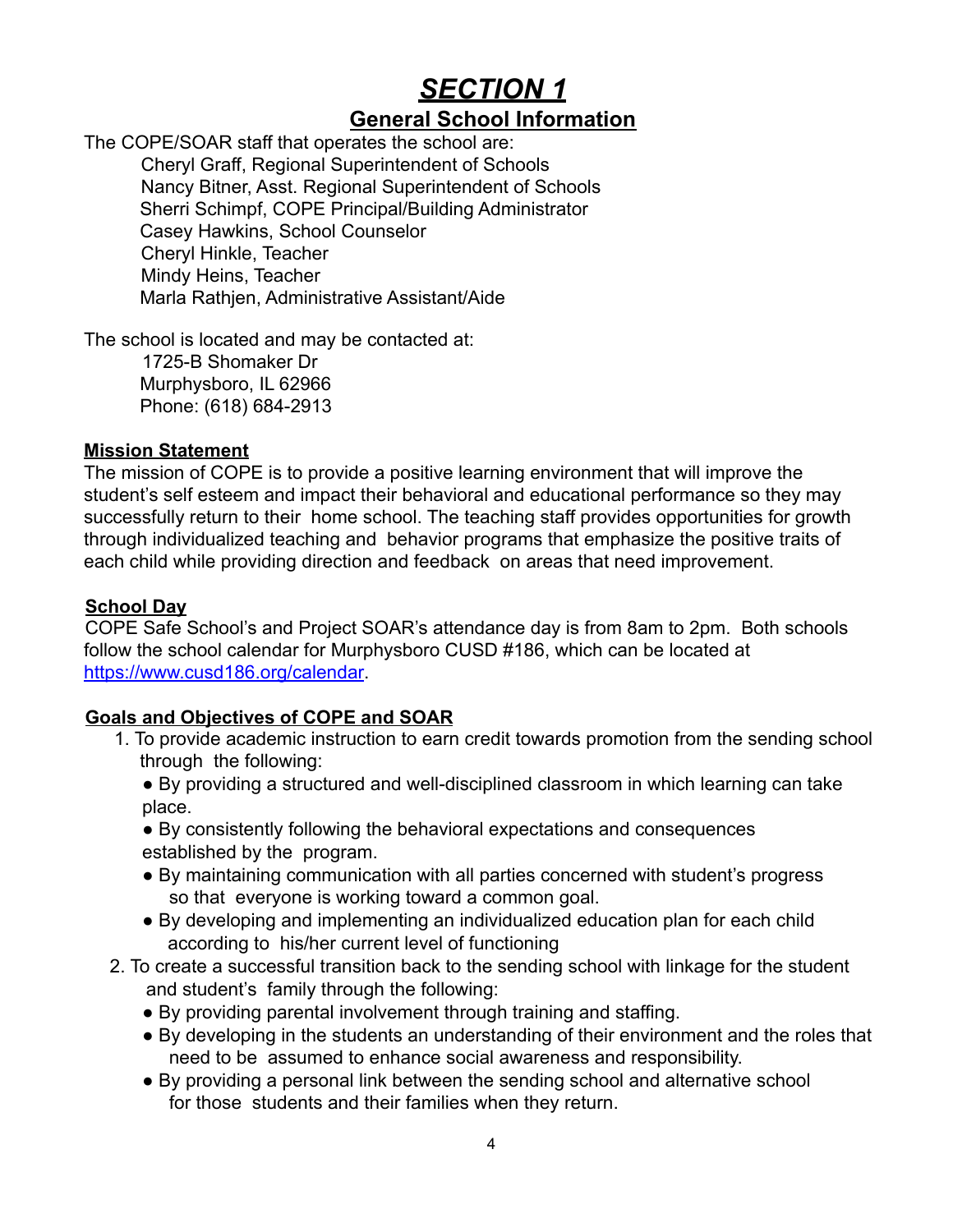# *SECTION 1*

## General School Information

The COPE/SOAR staff that operates the school are:

Cheryl Graff, Regional Superintendent of Schools
Nancy Bitner, Asst. Regional Superintendent of Schools
Sherri Schimpf, COPE Principal/Building Administrator
Casey Hawkins, School Counselor
Cheryl Hinkle, Teacher
Mindy Heins, Teacher
Marla Rathjen, Administrative Assistant/Aide

The school is located and may be contacted at:

1725-B Shomaker Dr
Murphysboro, IL 62966
Phone: (618) 684-2913

### Mission Statement

The mission of COPE is to provide a positive learning environment that will improve the student's self esteem and impact their behavioral and educational performance so they may successfully return to their home school. The teaching staff provides opportunities for growth through individualized teaching and behavior programs that emphasize the positive traits of each child while providing direction and feedback on areas that need improvement.

### School Day

COPE Safe School's and Project SOAR's attendance day is from 8am to 2pm. Both schools follow the school calendar for Murphysboro CUSD #186, which can be located at [https://www.cusd186.org/calendar](https://www.cusd186.org/calendar).

### Goals and Objectives of COPE and SOAR

1. To provide academic instruction to earn credit towards promotion from the sending school through the following:
   - By providing a structured and well-disciplined classroom in which learning can take place.
   - By consistently following the behavioral expectations and consequences established by the program.
   - By maintaining communication with all parties concerned with student's progress so that everyone is working toward a common goal.
   - By developing and implementing an individualized education plan for each child according to his/her current level of functioning
2. To create a successful transition back to the sending school with linkage for the student and student's family through the following:
   - By providing parental involvement through training and staffing.
   - By developing in the students an understanding of their environment and the roles that need to be assumed to enhance social awareness and responsibility.
   - By providing a personal link between the sending school and alternative school for those students and their families when they return.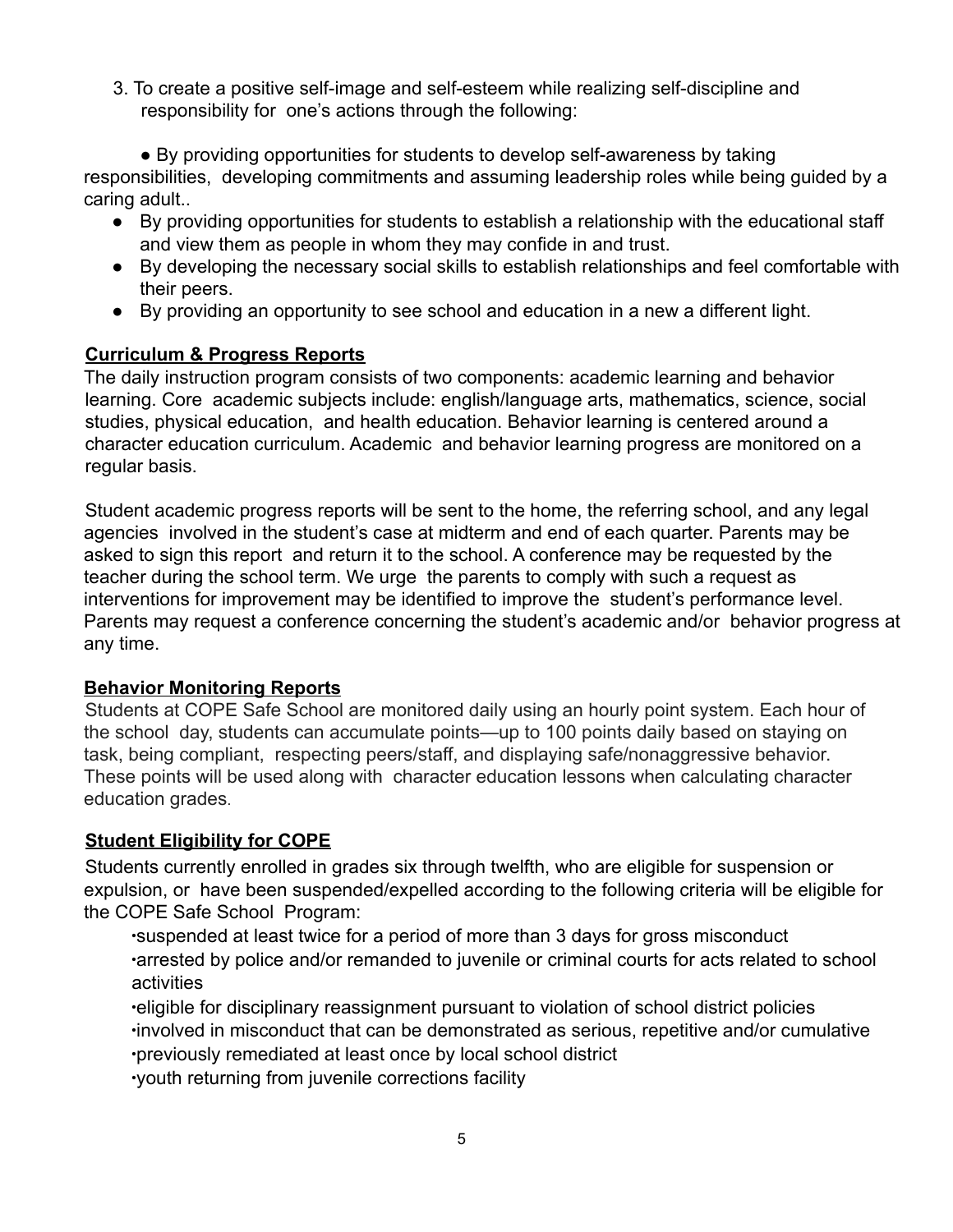3. To create a positive self-image and self-esteem while realizing self-discipline and responsibility for one's actions through the following:

- By providing opportunities for students to develop self-awareness by taking responsibilities, developing commitments and assuming leadership roles while being guided by a caring adult..
- By providing opportunities for students to establish a relationship with the educational staff and view them as people in whom they may confide in and trust.
- By developing the necessary social skills to establish relationships and feel comfortable with their peers.
- By providing an opportunity to see school and education in a new a different light.

**Curriculum & Progress Reports**

The daily instruction program consists of two components: academic learning and behavior learning. Core academic subjects include: english/language arts, mathematics, science, social studies, physical education, and health education. Behavior learning is centered around a character education curriculum. Academic and behavior learning progress are monitored on a regular basis.

Student academic progress reports will be sent to the home, the referring school, and any legal agencies involved in the student's case at midterm and end of each quarter. Parents may be asked to sign this report and return it to the school. A conference may be requested by the teacher during the school term. We urge the parents to comply with such a request as interventions for improvement may be identified to improve the student's performance level. Parents may request a conference concerning the student's academic and/or behavior progress at any time.

**Behavior Monitoring Reports**

Students at COPE Safe School are monitored daily using an hourly point system. Each hour of the school day, students can accumulate points—up to 100 points daily based on staying on task, being compliant, respecting peers/staff, and displaying safe/nonaggressive behavior. These points will be used along with character education lessons when calculating character education grades.

**Student Eligibility for COPE**

Students currently enrolled in grades six through twelfth, who are eligible for suspension or expulsion, or have been suspended/expelled according to the following criteria will be eligible for the COPE Safe School Program:

- suspended at least twice for a period of more than 3 days for gross misconduct
- arrested by police and/or remanded to juvenile or criminal courts for acts related to school activities
- eligible for disciplinary reassignment pursuant to violation of school district policies
- involved in misconduct that can be demonstrated as serious, repetitive and/or cumulative
- previously remediated at least once by local school district
- youth returning from juvenile corrections facility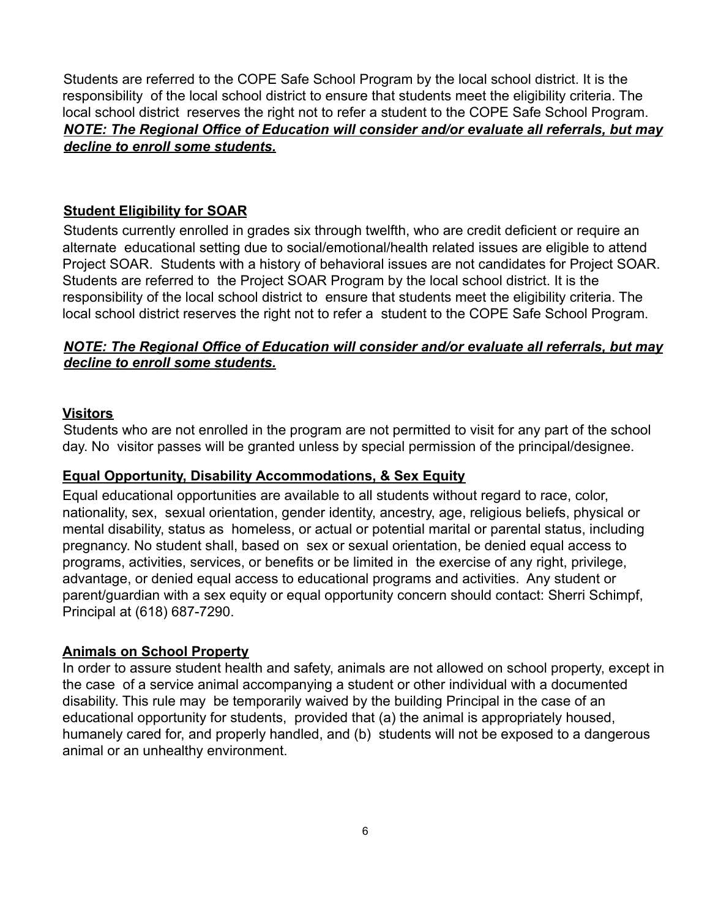Students are referred to the COPE Safe School Program by the local school district. It is the responsibility of the local school district to ensure that students meet the eligibility criteria. The local school district reserves the right not to refer a student to the COPE Safe School Program.
***NOTE: The Regional Office of Education will consider and/or evaluate all referrals, but may decline to enroll some students.***

## Student Eligibility for SOAR

Students currently enrolled in grades six through twelfth, who are credit deficient or require an alternate educational setting due to social/emotional/health related issues are eligible to attend Project SOAR. Students with a history of behavioral issues are not candidates for Project SOAR. Students are referred to the Project SOAR Program by the local school district. It is the responsibility of the local school district to ensure that students meet the eligibility criteria. The local school district reserves the right not to refer a student to the COPE Safe School Program.

***NOTE: The Regional Office of Education will consider and/or evaluate all referrals, but may decline to enroll some students.***

## Visitors

Students who are not enrolled in the program are not permitted to visit for any part of the school day. No visitor passes will be granted unless by special permission of the principal/designee.

## Equal Opportunity, Disability Accommodations, & Sex Equity

Equal educational opportunities are available to all students without regard to race, color, nationality, sex, sexual orientation, gender identity, ancestry, age, religious beliefs, physical or mental disability, status as homeless, or actual or potential marital or parental status, including pregnancy. No student shall, based on sex or sexual orientation, be denied equal access to programs, activities, services, or benefits or be limited in the exercise of any right, privilege, advantage, or denied equal access to educational programs and activities. Any student or parent/guardian with a sex equity or equal opportunity concern should contact: Sherri Schimpf, Principal at (618) 687-7290.

## Animals on School Property

In order to assure student health and safety, animals are not allowed on school property, except in the case of a service animal accompanying a student or other individual with a documented disability. This rule may be temporarily waived by the building Principal in the case of an educational opportunity for students, provided that (a) the animal is appropriately housed, humanely cared for, and properly handled, and (b) students will not be exposed to a dangerous animal or an unhealthy environment.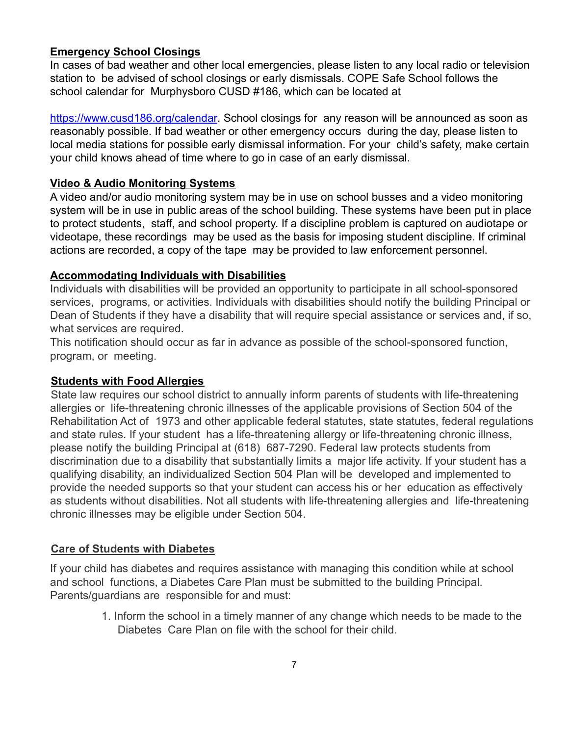**Emergency School Closings**

In cases of bad weather and other local emergencies, please listen to any local radio or television station to be advised of school closings or early dismissals. COPE Safe School follows the school calendar for Murphysboro CUSD #186, which can be located at

https://www.cusd186.org/calendar. School closings for any reason will be announced as soon as reasonably possible. If bad weather or other emergency occurs during the day, please listen to local media stations for possible early dismissal information. For your child's safety, make certain your child knows ahead of time where to go in case of an early dismissal.

**Video & Audio Monitoring Systems**

A video and/or audio monitoring system may be in use on school busses and a video monitoring system will be in use in public areas of the school building. These systems have been put in place to protect students, staff, and school property. If a discipline problem is captured on audiotape or videotape, these recordings may be used as the basis for imposing student discipline. If criminal actions are recorded, a copy of the tape may be provided to law enforcement personnel.

**Accommodating Individuals with Disabilities**

Individuals with disabilities will be provided an opportunity to participate in all school-sponsored services, programs, or activities. Individuals with disabilities should notify the building Principal or Dean of Students if they have a disability that will require special assistance or services and, if so, what services are required.

This notification should occur as far in advance as possible of the school-sponsored function, program, or meeting.

**Students with Food Allergies**

State law requires our school district to annually inform parents of students with life-threatening allergies or life-threatening chronic illnesses of the applicable provisions of Section 504 of the Rehabilitation Act of 1973 and other applicable federal statutes, state statutes, federal regulations and state rules. If your student has a life-threatening allergy or life-threatening chronic illness, please notify the building Principal at (618) 687-7290. Federal law protects students from discrimination due to a disability that substantially limits a major life activity. If your student has a qualifying disability, an individualized Section 504 Plan will be developed and implemented to provide the needed supports so that your student can access his or her education as effectively as students without disabilities. Not all students with life-threatening allergies and life-threatening chronic illnesses may be eligible under Section 504.

**Care of Students with Diabetes**

If your child has diabetes and requires assistance with managing this condition while at school and school functions, a Diabetes Care Plan must be submitted to the building Principal. Parents/guardians are responsible for and must:

1. Inform the school in a timely manner of any change which needs to be made to the Diabetes Care Plan on file with the school for their child.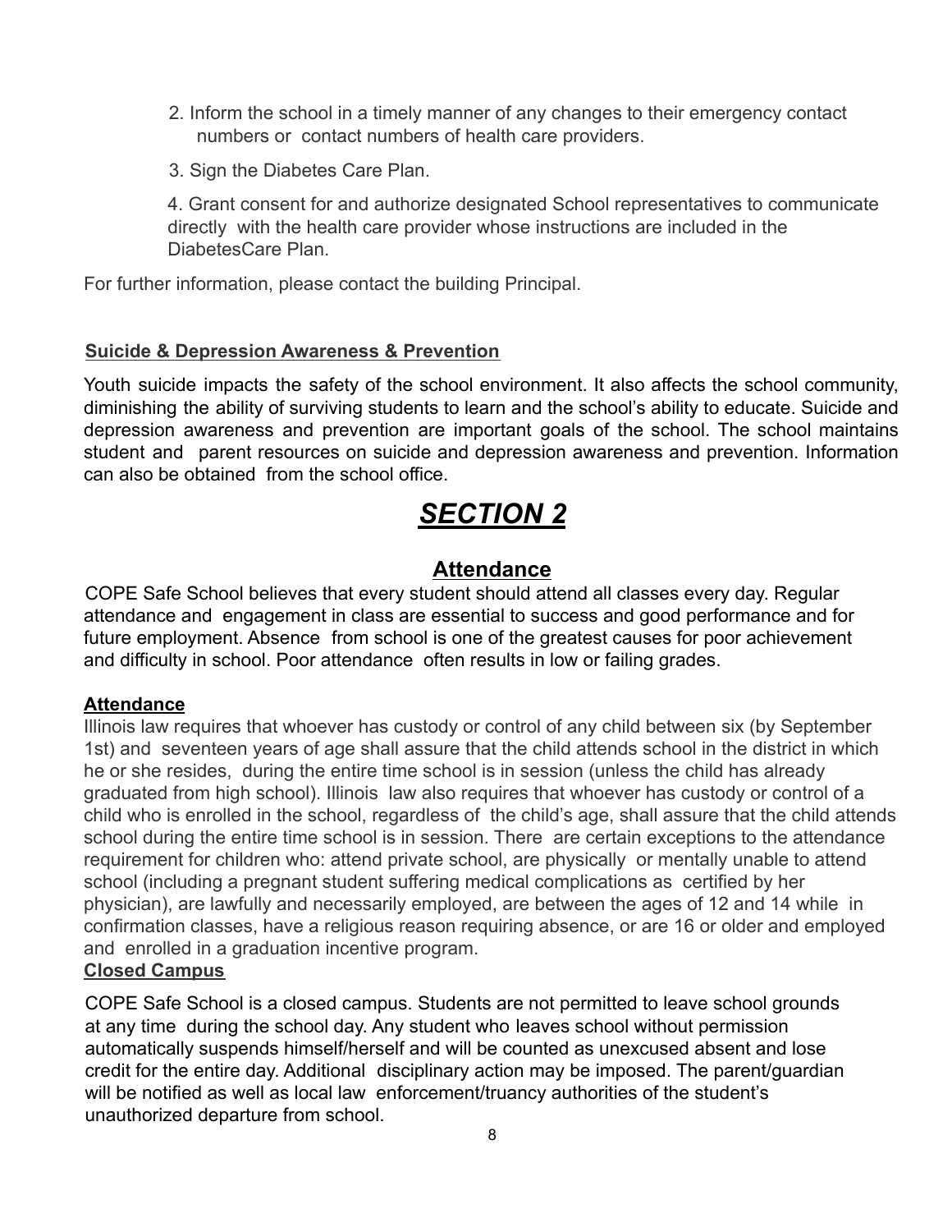2. Inform the school in a timely manner of any changes to their emergency contact numbers or contact numbers of health care providers.

3. Sign the Diabetes Care Plan.

4. Grant consent for and authorize designated School representatives to communicate directly with the health care provider whose instructions are included in the DiabetesCare Plan.

For further information, please contact the building Principal.

**Suicide & Depression Awareness & Prevention**

Youth suicide impacts the safety of the school environment. It also affects the school community, diminishing the ability of surviving students to learn and the school's ability to educate. Suicide and depression awareness and prevention are important goals of the school. The school maintains student and parent resources on suicide and depression awareness and prevention. Information can also be obtained from the school office.

# *SECTION 2*

## Attendance

COPE Safe School believes that every student should attend all classes every day. Regular attendance and engagement in class are essential to success and good performance and for future employment. Absence from school is one of the greatest causes for poor achievement and difficulty in school. Poor attendance often results in low or failing grades.

**Attendance**

Illinois law requires that whoever has custody or control of any child between six (by September 1st) and seventeen years of age shall assure that the child attends school in the district in which he or she resides, during the entire time school is in session (unless the child has already graduated from high school). Illinois law also requires that whoever has custody or control of a child who is enrolled in the school, regardless of the child's age, shall assure that the child attends school during the entire time school is in session. There are certain exceptions to the attendance requirement for children who: attend private school, are physically or mentally unable to attend school (including a pregnant student suffering medical complications as certified by her physician), are lawfully and necessarily employed, are between the ages of 12 and 14 while in confirmation classes, have a religious reason requiring absence, or are 16 or older and employed and enrolled in a graduation incentive program.

**Closed Campus**

COPE Safe School is a closed campus. Students are not permitted to leave school grounds at any time during the school day. Any student who leaves school without permission automatically suspends himself/herself and will be counted as unexcused absent and lose credit for the entire day. Additional disciplinary action may be imposed. The parent/guardian will be notified as well as local law enforcement/truancy authorities of the student's unauthorized departure from school.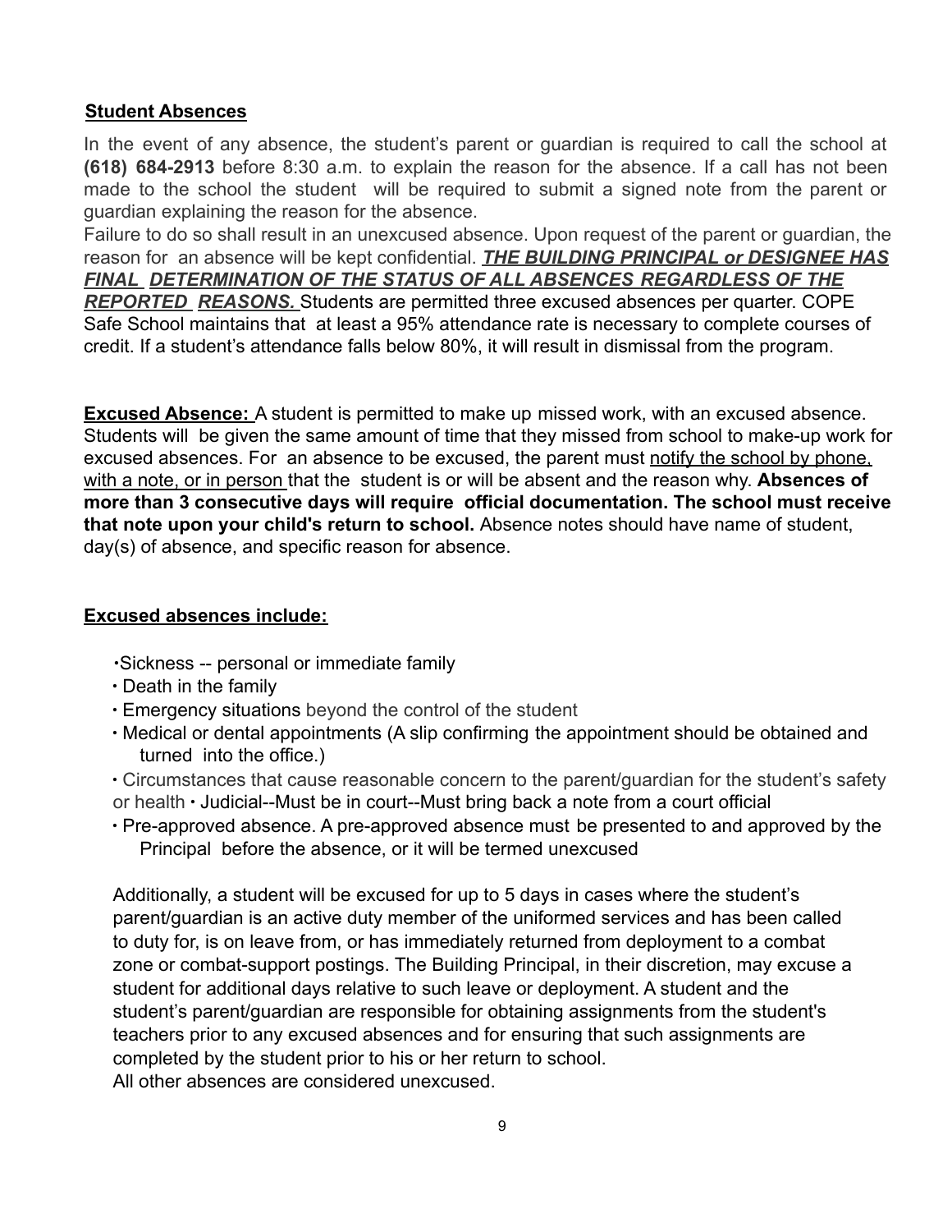## Student Absences

In the event of any absence, the student's parent or guardian is required to call the school at **(618) 684-2913** before 8:30 a.m. to explain the reason for the absence. If a call has not been made to the school the student will be required to submit a signed note from the parent or guardian explaining the reason for the absence.

Failure to do so shall result in an unexcused absence. Upon request of the parent or guardian, the reason for an absence will be kept confidential. ***THE BUILDING PRINCIPAL or DESIGNEE HAS FINAL DETERMINATION OF THE STATUS OF ALL ABSENCES REGARDLESS OF THE REPORTED REASONS.*** Students are permitted three excused absences per quarter. COPE Safe School maintains that at least a 95% attendance rate is necessary to complete courses of credit. If a student's attendance falls below 80%, it will result in dismissal from the program.

**Excused Absence:** A student is permitted to make up missed work, with an excused absence. Students will be given the same amount of time that they missed from school to make-up work for excused absences. For an absence to be excused, the parent must notify the school by phone, with a note, or in person that the student is or will be absent and the reason why. **Absences of more than 3 consecutive days will require official documentation. The school must receive that note upon your child's return to school.** Absence notes should have name of student, day(s) of absence, and specific reason for absence.

### Excused absences include:

- Sickness -- personal or immediate family
- Death in the family
- Emergency situations beyond the control of the student
- Medical or dental appointments (A slip confirming the appointment should be obtained and turned into the office.)
- Circumstances that cause reasonable concern to the parent/guardian for the student's safety or health
- Judicial--Must be in court--Must bring back a note from a court official
- Pre-approved absence. A pre-approved absence must be presented to and approved by the Principal before the absence, or it will be termed unexcused

Additionally, a student will be excused for up to 5 days in cases where the student's parent/guardian is an active duty member of the uniformed services and has been called to duty for, is on leave from, or has immediately returned from deployment to a combat zone or combat-support postings. The Building Principal, in their discretion, may excuse a student for additional days relative to such leave or deployment. A student and the student's parent/guardian are responsible for obtaining assignments from the student's teachers prior to any excused absences and for ensuring that such assignments are completed by the student prior to his or her return to school.

All other absences are considered unexcused.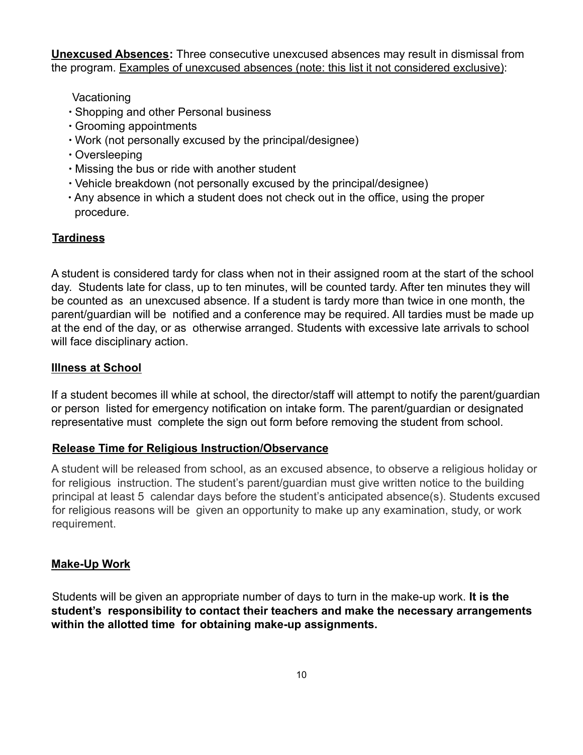**Unexcused Absences:** Three consecutive unexcused absences may result in dismissal from the program. Examples of unexcused absences (note: this list it not considered exclusive):

- Vacationing
- Shopping and other Personal business
- Grooming appointments
- Work (not personally excused by the principal/designee)
- Oversleeping
- Missing the bus or ride with another student
- Vehicle breakdown (not personally excused by the principal/designee)
- Any absence in which a student does not check out in the office, using the proper procedure.

**Tardiness**

A student is considered tardy for class when not in their assigned room at the start of the school day. Students late for class, up to ten minutes, will be counted tardy. After ten minutes they will be counted as an unexcused absence. If a student is tardy more than twice in one month, the parent/guardian will be notified and a conference may be required. All tardies must be made up at the end of the day, or as otherwise arranged. Students with excessive late arrivals to school will face disciplinary action.

**Illness at School**

If a student becomes ill while at school, the director/staff will attempt to notify the parent/guardian or person listed for emergency notification on intake form. The parent/guardian or designated representative must complete the sign out form before removing the student from school.

**Release Time for Religious Instruction/Observance**

A student will be released from school, as an excused absence, to observe a religious holiday or for religious instruction. The student's parent/guardian must give written notice to the building principal at least 5 calendar days before the student's anticipated absence(s). Students excused for religious reasons will be given an opportunity to make up any examination, study, or work requirement.

**Make-Up Work**

Students will be given an appropriate number of days to turn in the make-up work. **It is the student's responsibility to contact their teachers and make the necessary arrangements within the allotted time for obtaining make-up assignments.**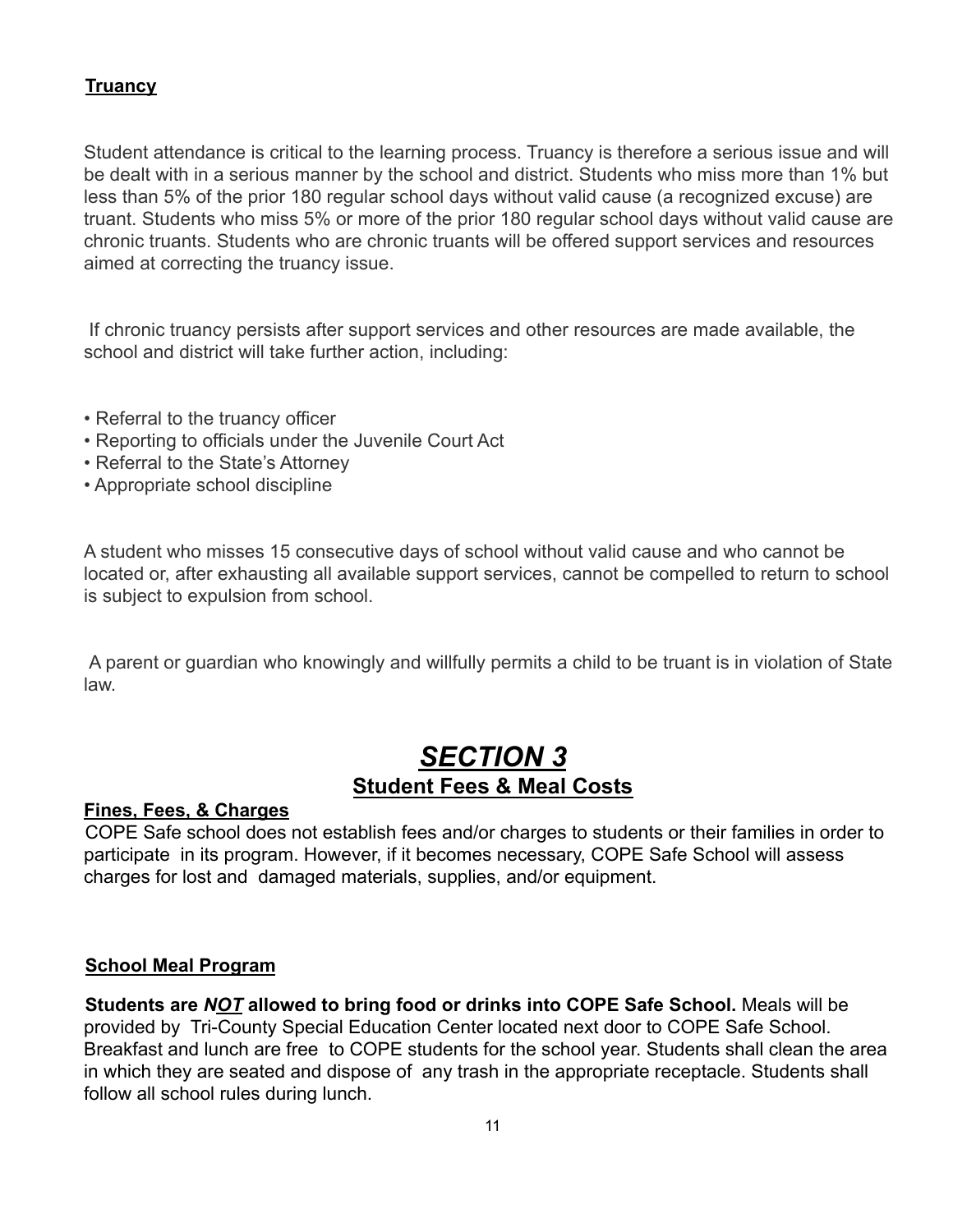**Truancy**

Student attendance is critical to the learning process. Truancy is therefore a serious issue and will be dealt with in a serious manner by the school and district. Students who miss more than 1% but less than 5% of the prior 180 regular school days without valid cause (a recognized excuse) are truant. Students who miss 5% or more of the prior 180 regular school days without valid cause are chronic truants. Students who are chronic truants will be offered support services and resources aimed at correcting the truancy issue.

If chronic truancy persists after support services and other resources are made available, the school and district will take further action, including:

- Referral to the truancy officer
- Reporting to officials under the Juvenile Court Act
- Referral to the State's Attorney
- Appropriate school discipline

A student who misses 15 consecutive days of school without valid cause and who cannot be located or, after exhausting all available support services, cannot be compelled to return to school is subject to expulsion from school.

A parent or guardian who knowingly and willfully permits a child to be truant is in violation of State law.

# *SECTION 3*

## Student Fees & Meal Costs

**Fines, Fees, & Charges**

COPE Safe school does not establish fees and/or charges to students or their families in order to participate in its program. However, if it becomes necessary, COPE Safe School will assess charges for lost and damaged materials, supplies, and/or equipment.

**School Meal Program**

**Students are *NOT* allowed to bring food or drinks into COPE Safe School.** Meals will be provided by Tri-County Special Education Center located next door to COPE Safe School. Breakfast and lunch are free to COPE students for the school year. Students shall clean the area in which they are seated and dispose of any trash in the appropriate receptacle. Students shall follow all school rules during lunch.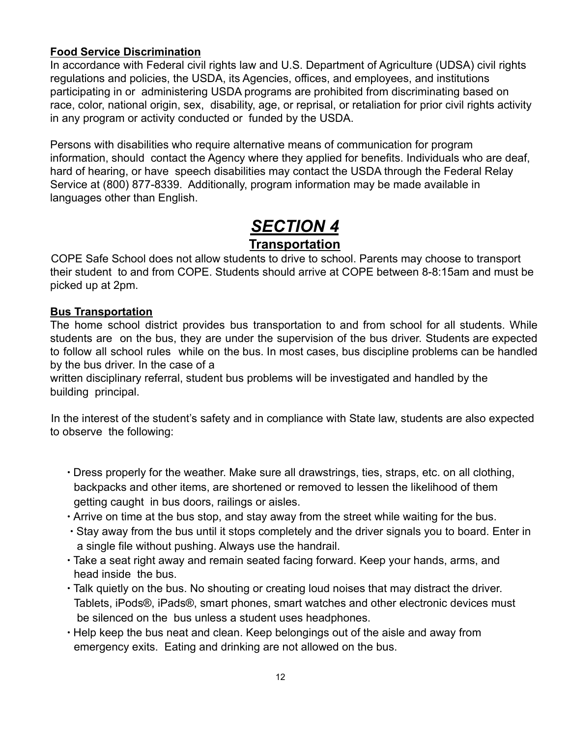**Food Service Discrimination**

In accordance with Federal civil rights law and U.S. Department of Agriculture (UDSA) civil rights regulations and policies, the USDA, its Agencies, offices, and employees, and institutions participating in or administering USDA programs are prohibited from discriminating based on race, color, national origin, sex, disability, age, or reprisal, or retaliation for prior civil rights activity in any program or activity conducted or funded by the USDA.

Persons with disabilities who require alternative means of communication for program information, should contact the Agency where they applied for benefits. Individuals who are deaf, hard of hearing, or have speech disabilities may contact the USDA through the Federal Relay Service at (800) 877-8339. Additionally, program information may be made available in languages other than English.

# *SECTION 4*

## Transportation

COPE Safe School does not allow students to drive to school. Parents may choose to transport their student to and from COPE. Students should arrive at COPE between 8-8:15am and must be picked up at 2pm.

**Bus Transportation**

The home school district provides bus transportation to and from school for all students. While students are on the bus, they are under the supervision of the bus driver. Students are expected to follow all school rules while on the bus. In most cases, bus discipline problems can be handled by the bus driver. In the case of a written disciplinary referral, student bus problems will be investigated and handled by the building principal.

In the interest of the student's safety and in compliance with State law, students are also expected to observe the following:

- Dress properly for the weather. Make sure all drawstrings, ties, straps, etc. on all clothing, backpacks and other items, are shortened or removed to lessen the likelihood of them getting caught in bus doors, railings or aisles.
- Arrive on time at the bus stop, and stay away from the street while waiting for the bus.
- Stay away from the bus until it stops completely and the driver signals you to board. Enter in a single file without pushing. Always use the handrail.
- Take a seat right away and remain seated facing forward. Keep your hands, arms, and head inside the bus.
- Talk quietly on the bus. No shouting or creating loud noises that may distract the driver. Tablets, iPods®, iPads®, smart phones, smart watches and other electronic devices must be silenced on the bus unless a student uses headphones.
- Help keep the bus neat and clean. Keep belongings out of the aisle and away from emergency exits. Eating and drinking are not allowed on the bus.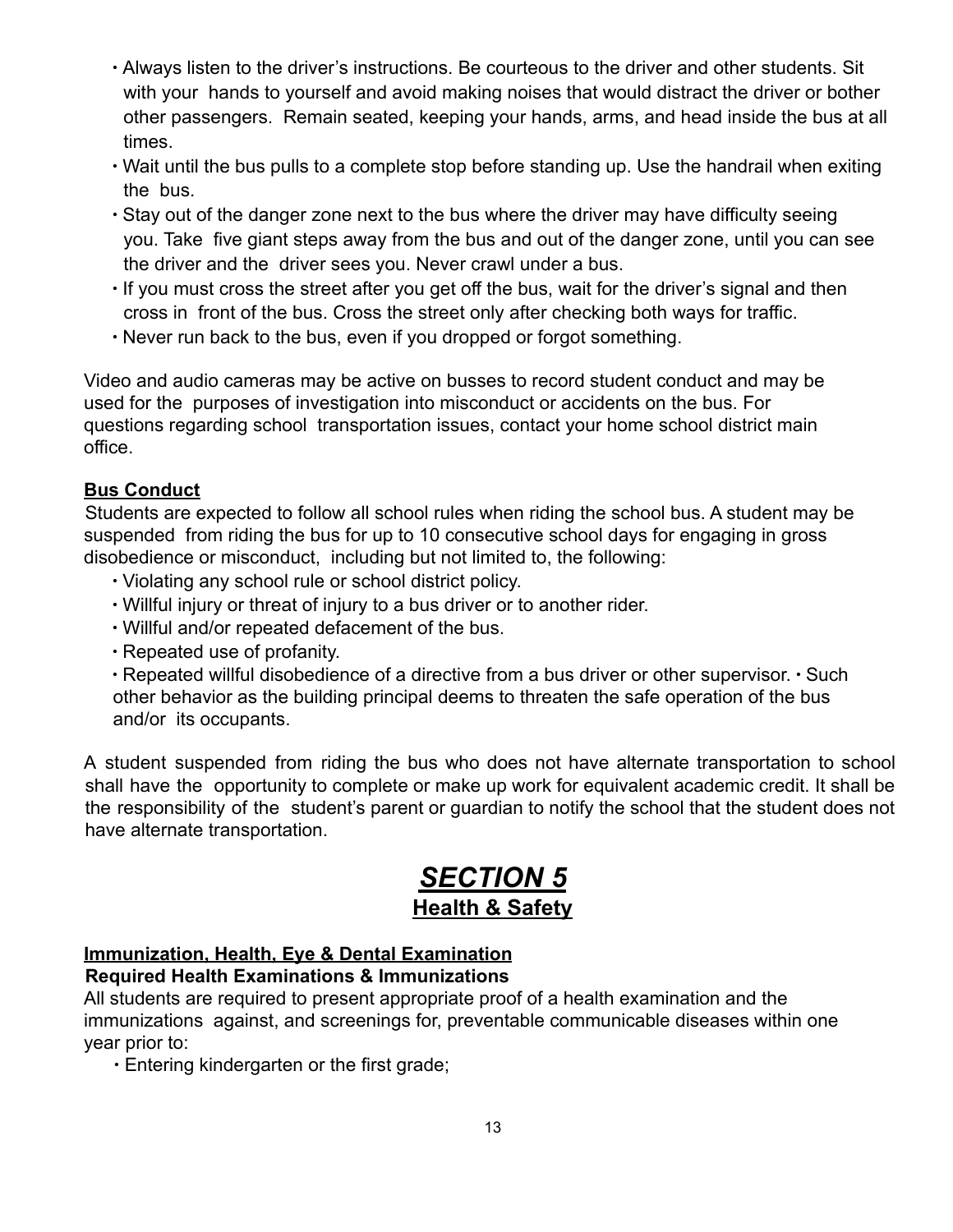- Always listen to the driver's instructions. Be courteous to the driver and other students. Sit with your hands to yourself and avoid making noises that would distract the driver or bother other passengers. Remain seated, keeping your hands, arms, and head inside the bus at all times.
- Wait until the bus pulls to a complete stop before standing up. Use the handrail when exiting the bus.
- Stay out of the danger zone next to the bus where the driver may have difficulty seeing you. Take five giant steps away from the bus and out of the danger zone, until you can see the driver and the driver sees you. Never crawl under a bus.
- If you must cross the street after you get off the bus, wait for the driver's signal and then cross in front of the bus. Cross the street only after checking both ways for traffic.
- Never run back to the bus, even if you dropped or forgot something.

Video and audio cameras may be active on busses to record student conduct and may be used for the purposes of investigation into misconduct or accidents on the bus. For questions regarding school transportation issues, contact your home school district main office.

**Bus Conduct**

Students are expected to follow all school rules when riding the school bus. A student may be suspended from riding the bus for up to 10 consecutive school days for engaging in gross disobedience or misconduct, including but not limited to, the following:

- Violating any school rule or school district policy.
- Willful injury or threat of injury to a bus driver or to another rider.
- Willful and/or repeated defacement of the bus.
- Repeated use of profanity.
- Repeated willful disobedience of a directive from a bus driver or other supervisor.
- Such other behavior as the building principal deems to threaten the safe operation of the bus and/or its occupants.

A student suspended from riding the bus who does not have alternate transportation to school shall have the opportunity to complete or make up work for equivalent academic credit. It shall be the responsibility of the student's parent or guardian to notify the school that the student does not have alternate transportation.

# *SECTION 5*

## Health & Safety

**Immunization, Health, Eye & Dental Examination**

**Required Health Examinations & Immunizations**

All students are required to present appropriate proof of a health examination and the immunizations against, and screenings for, preventable communicable diseases within one year prior to:

- Entering kindergarten or the first grade;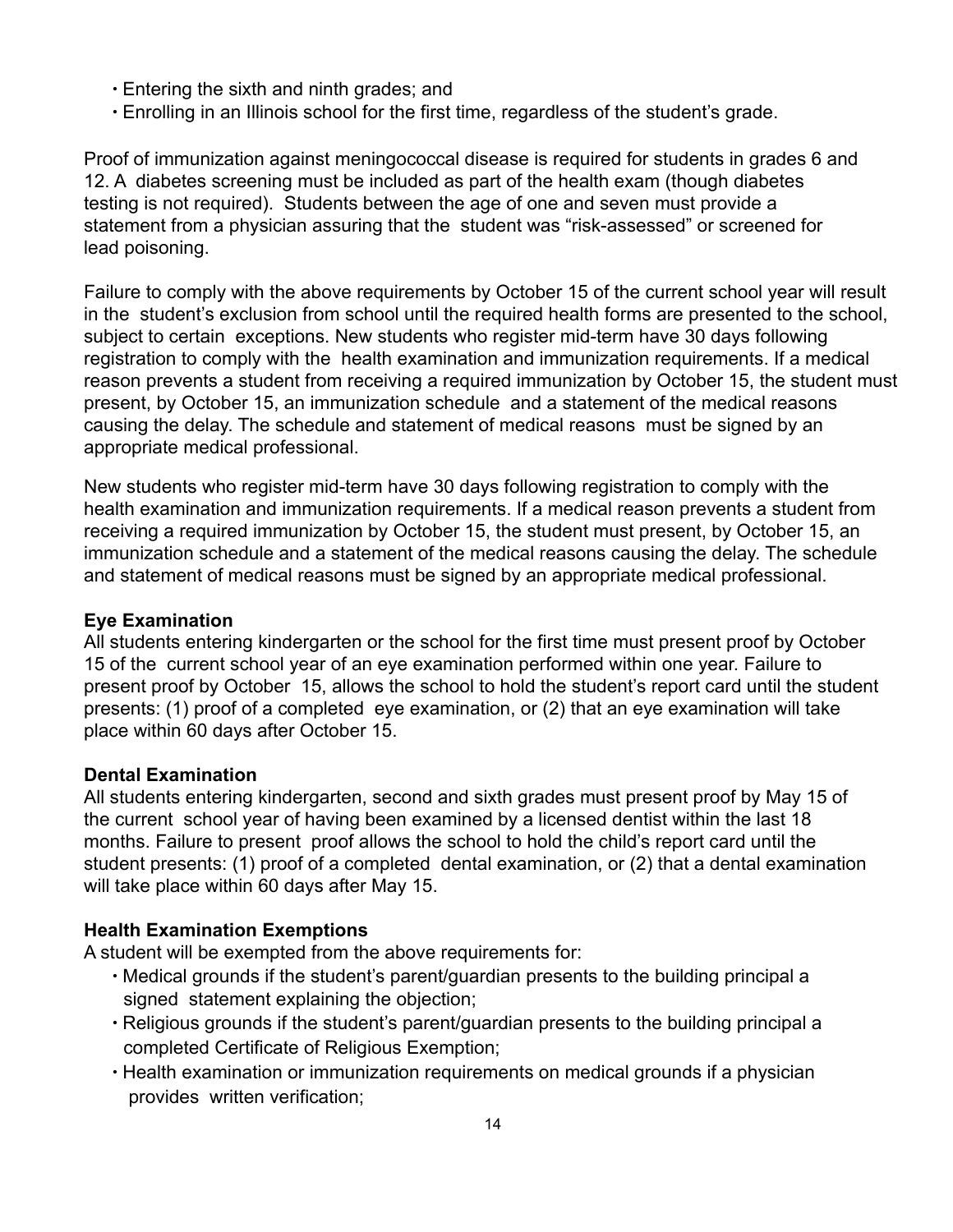- Entering the sixth and ninth grades; and
- Enrolling in an Illinois school for the first time, regardless of the student's grade.

Proof of immunization against meningococcal disease is required for students in grades 6 and 12. A diabetes screening must be included as part of the health exam (though diabetes testing is not required). Students between the age of one and seven must provide a statement from a physician assuring that the student was "risk-assessed" or screened for lead poisoning.

Failure to comply with the above requirements by October 15 of the current school year will result in the student's exclusion from school until the required health forms are presented to the school, subject to certain exceptions. New students who register mid-term have 30 days following registration to comply with the health examination and immunization requirements. If a medical reason prevents a student from receiving a required immunization by October 15, the student must present, by October 15, an immunization schedule and a statement of the medical reasons causing the delay. The schedule and statement of medical reasons must be signed by an appropriate medical professional.

New students who register mid-term have 30 days following registration to comply with the health examination and immunization requirements. If a medical reason prevents a student from receiving a required immunization by October 15, the student must present, by October 15, an immunization schedule and a statement of the medical reasons causing the delay. The schedule and statement of medical reasons must be signed by an appropriate medical professional.

**Eye Examination**

All students entering kindergarten or the school for the first time must present proof by October 15 of the current school year of an eye examination performed within one year. Failure to present proof by October 15, allows the school to hold the student's report card until the student presents: (1) proof of a completed eye examination, or (2) that an eye examination will take place within 60 days after October 15.

**Dental Examination**

All students entering kindergarten, second and sixth grades must present proof by May 15 of the current school year of having been examined by a licensed dentist within the last 18 months. Failure to present proof allows the school to hold the child's report card until the student presents: (1) proof of a completed dental examination, or (2) that a dental examination will take place within 60 days after May 15.

**Health Examination Exemptions**

A student will be exempted from the above requirements for:

- Medical grounds if the student's parent/guardian presents to the building principal a signed statement explaining the objection;
- Religious grounds if the student's parent/guardian presents to the building principal a completed Certificate of Religious Exemption;
- Health examination or immunization requirements on medical grounds if a physician provides written verification;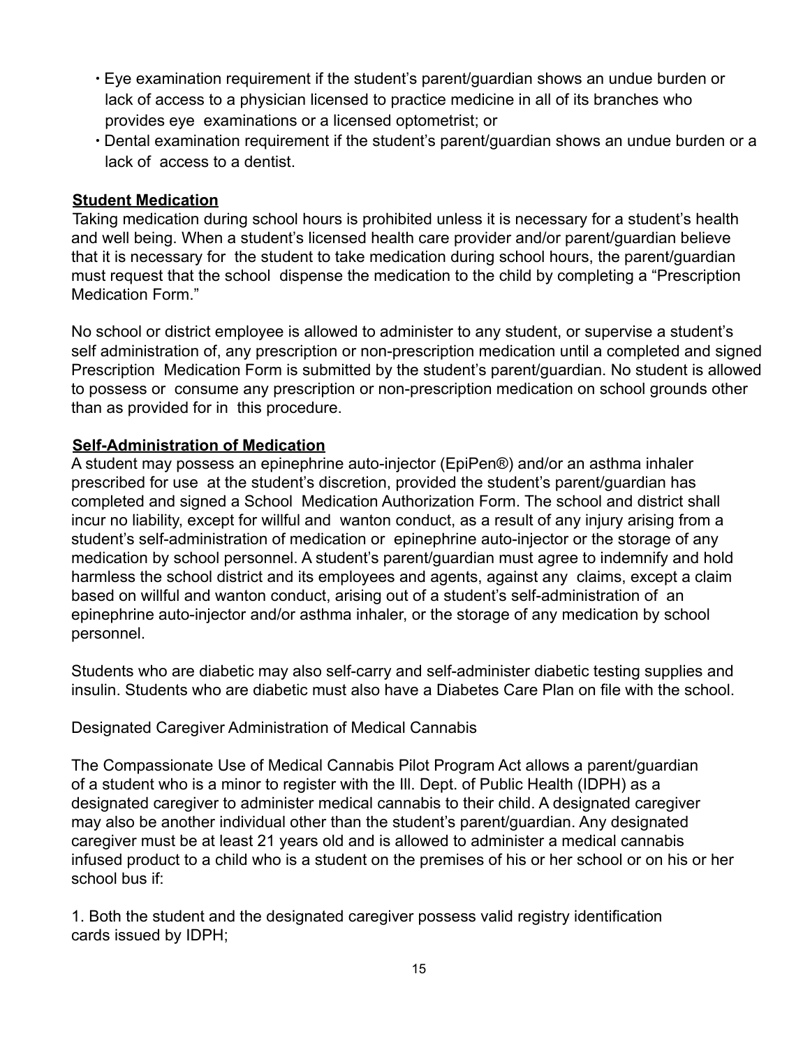- Eye examination requirement if the student's parent/guardian shows an undue burden or lack of access to a physician licensed to practice medicine in all of its branches who provides eye examinations or a licensed optometrist; or
- Dental examination requirement if the student's parent/guardian shows an undue burden or a lack of access to a dentist.

**Student Medication**

Taking medication during school hours is prohibited unless it is necessary for a student's health and well being. When a student's licensed health care provider and/or parent/guardian believe that it is necessary for the student to take medication during school hours, the parent/guardian must request that the school dispense the medication to the child by completing a "Prescription Medication Form."

No school or district employee is allowed to administer to any student, or supervise a student's self administration of, any prescription or non-prescription medication until a completed and signed Prescription Medication Form is submitted by the student's parent/guardian. No student is allowed to possess or consume any prescription or non-prescription medication on school grounds other than as provided for in this procedure.

**Self-Administration of Medication**

A student may possess an epinephrine auto-injector (EpiPen®) and/or an asthma inhaler prescribed for use at the student's discretion, provided the student's parent/guardian has completed and signed a School Medication Authorization Form. The school and district shall incur no liability, except for willful and wanton conduct, as a result of any injury arising from a student's self-administration of medication or epinephrine auto-injector or the storage of any medication by school personnel. A student's parent/guardian must agree to indemnify and hold harmless the school district and its employees and agents, against any claims, except a claim based on willful and wanton conduct, arising out of a student's self-administration of an epinephrine auto-injector and/or asthma inhaler, or the storage of any medication by school personnel.

Students who are diabetic may also self-carry and self-administer diabetic testing supplies and insulin. Students who are diabetic must also have a Diabetes Care Plan on file with the school.

Designated Caregiver Administration of Medical Cannabis

The Compassionate Use of Medical Cannabis Pilot Program Act allows a parent/guardian of a student who is a minor to register with the Ill. Dept. of Public Health (IDPH) as a designated caregiver to administer medical cannabis to their child. A designated caregiver may also be another individual other than the student's parent/guardian. Any designated caregiver must be at least 21 years old and is allowed to administer a medical cannabis infused product to a child who is a student on the premises of his or her school or on his or her school bus if:

1. Both the student and the designated caregiver possess valid registry identification cards issued by IDPH;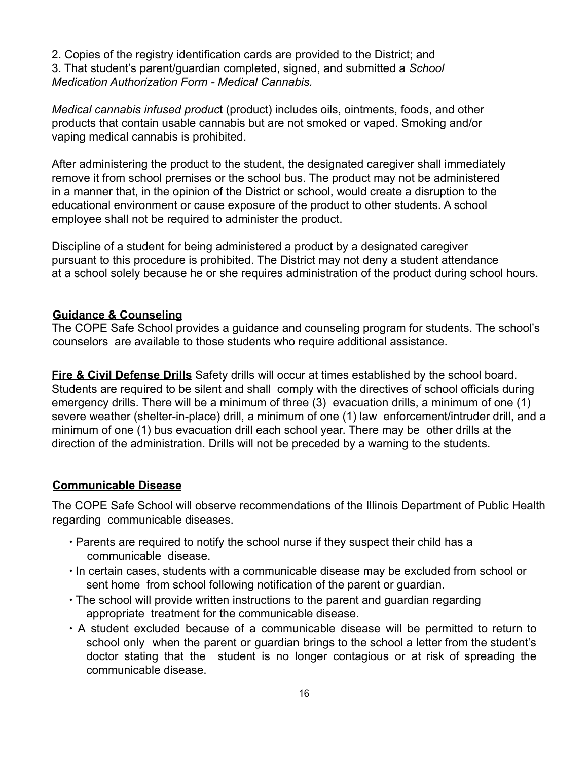2. Copies of the registry identification cards are provided to the District; and
3. That student's parent/guardian completed, signed, and submitted a *School Medication Authorization Form - Medical Cannabis.*

*Medical cannabis infused produc*t (product) includes oils, ointments, foods, and other products that contain usable cannabis but are not smoked or vaped. Smoking and/or vaping medical cannabis is prohibited.

After administering the product to the student, the designated caregiver shall immediately remove it from school premises or the school bus. The product may not be administered in a manner that, in the opinion of the District or school, would create a disruption to the educational environment or cause exposure of the product to other students. A school employee shall not be required to administer the product.

Discipline of a student for being administered a product by a designated caregiver pursuant to this procedure is prohibited. The District may not deny a student attendance at a school solely because he or she requires administration of the product during school hours.

**Guidance & Counseling**

The COPE Safe School provides a guidance and counseling program for students. The school's counselors are available to those students who require additional assistance.

**Fire & Civil Defense Drills** Safety drills will occur at times established by the school board. Students are required to be silent and shall comply with the directives of school officials during emergency drills. There will be a minimum of three (3) evacuation drills, a minimum of one (1) severe weather (shelter-in-place) drill, a minimum of one (1) law enforcement/intruder drill, and a minimum of one (1) bus evacuation drill each school year. There may be other drills at the direction of the administration. Drills will not be preceded by a warning to the students.

**Communicable Disease**

The COPE Safe School will observe recommendations of the Illinois Department of Public Health regarding communicable diseases.

- Parents are required to notify the school nurse if they suspect their child has a communicable disease.
- In certain cases, students with a communicable disease may be excluded from school or sent home from school following notification of the parent or guardian.
- The school will provide written instructions to the parent and guardian regarding appropriate treatment for the communicable disease.
- A student excluded because of a communicable disease will be permitted to return to school only when the parent or guardian brings to the school a letter from the student's doctor stating that the student is no longer contagious or at risk of spreading the communicable disease.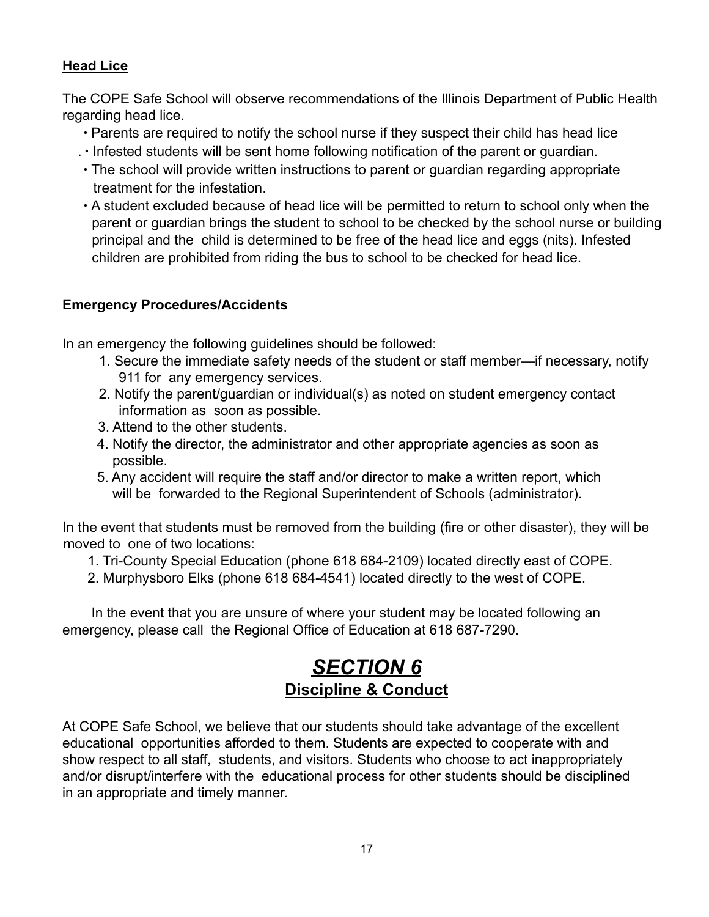**Head Lice**

The COPE Safe School will observe recommendations of the Illinois Department of Public Health regarding head lice.

- Parents are required to notify the school nurse if they suspect their child has head lice
- Infested students will be sent home following notification of the parent or guardian.
- The school will provide written instructions to parent or guardian regarding appropriate treatment for the infestation.
- A student excluded because of head lice will be permitted to return to school only when the parent or guardian brings the student to school to be checked by the school nurse or building principal and the child is determined to be free of the head lice and eggs (nits). Infested children are prohibited from riding the bus to school to be checked for head lice.

**Emergency Procedures/Accidents**

In an emergency the following guidelines should be followed:

1. Secure the immediate safety needs of the student or staff member—if necessary, notify 911 for any emergency services.
2. Notify the parent/guardian or individual(s) as noted on student emergency contact information as soon as possible.
3. Attend to the other students.
4. Notify the director, the administrator and other appropriate agencies as soon as possible.
5. Any accident will require the staff and/or director to make a written report, which will be forwarded to the Regional Superintendent of Schools (administrator).

In the event that students must be removed from the building (fire or other disaster), they will be moved to one of two locations:

1. Tri-County Special Education (phone 618 684-2109) located directly east of COPE.
2. Murphysboro Elks (phone 618 684-4541) located directly to the west of COPE.

In the event that you are unsure of where your student may be located following an emergency, please call the Regional Office of Education at 618 687-7290.

# ***SECTION 6***

## **Discipline & Conduct**

At COPE Safe School, we believe that our students should take advantage of the excellent educational opportunities afforded to them. Students are expected to cooperate with and show respect to all staff, students, and visitors. Students who choose to act inappropriately and/or disrupt/interfere with the educational process for other students should be disciplined in an appropriate and timely manner.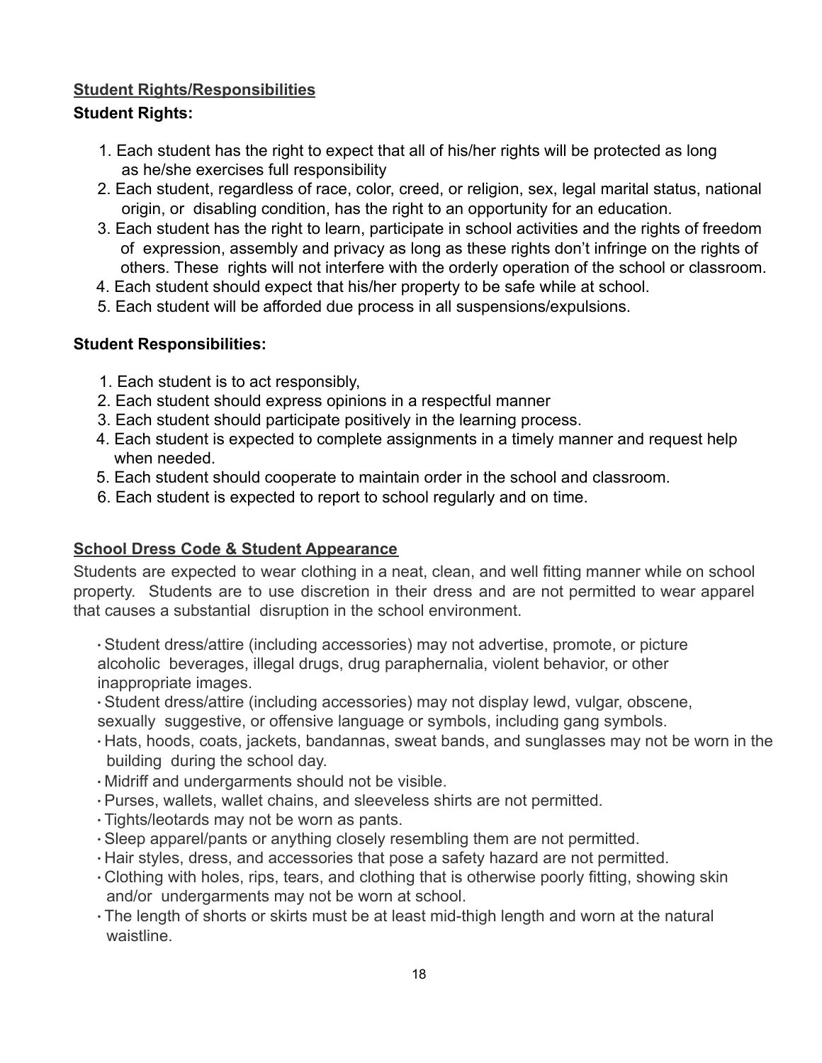## Student Rights/Responsibilities

### Student Rights:

1. Each student has the right to expect that all of his/her rights will be protected as long as he/she exercises full responsibility
2. Each student, regardless of race, color, creed, or religion, sex, legal marital status, national origin, or disabling condition, has the right to an opportunity for an education.
3. Each student has the right to learn, participate in school activities and the rights of freedom of expression, assembly and privacy as long as these rights don't infringe on the rights of others. These rights will not interfere with the orderly operation of the school or classroom.
4. Each student should expect that his/her property to be safe while at school.
5. Each student will be afforded due process in all suspensions/expulsions.

### Student Responsibilities:

1. Each student is to act responsibly,
2. Each student should express opinions in a respectful manner
3. Each student should participate positively in the learning process.
4. Each student is expected to complete assignments in a timely manner and request help when needed.
5. Each student should cooperate to maintain order in the school and classroom.
6. Each student is expected to report to school regularly and on time.

## School Dress Code & Student Appearance

Students are expected to wear clothing in a neat, clean, and well fitting manner while on school property. Students are to use discretion in their dress and are not permitted to wear apparel that causes a substantial disruption in the school environment.

- Student dress/attire (including accessories) may not advertise, promote, or picture alcoholic beverages, illegal drugs, drug paraphernalia, violent behavior, or other inappropriate images.
- Student dress/attire (including accessories) may not display lewd, vulgar, obscene, sexually suggestive, or offensive language or symbols, including gang symbols.
- Hats, hoods, coats, jackets, bandannas, sweat bands, and sunglasses may not be worn in the building during the school day.
- Midriff and undergarments should not be visible.
- Purses, wallets, wallet chains, and sleeveless shirts are not permitted.
- Tights/leotards may not be worn as pants.
- Sleep apparel/pants or anything closely resembling them are not permitted.
- Hair styles, dress, and accessories that pose a safety hazard are not permitted.
- Clothing with holes, rips, tears, and clothing that is otherwise poorly fitting, showing skin and/or undergarments may not be worn at school.
- The length of shorts or skirts must be at least mid-thigh length and worn at the natural waistline.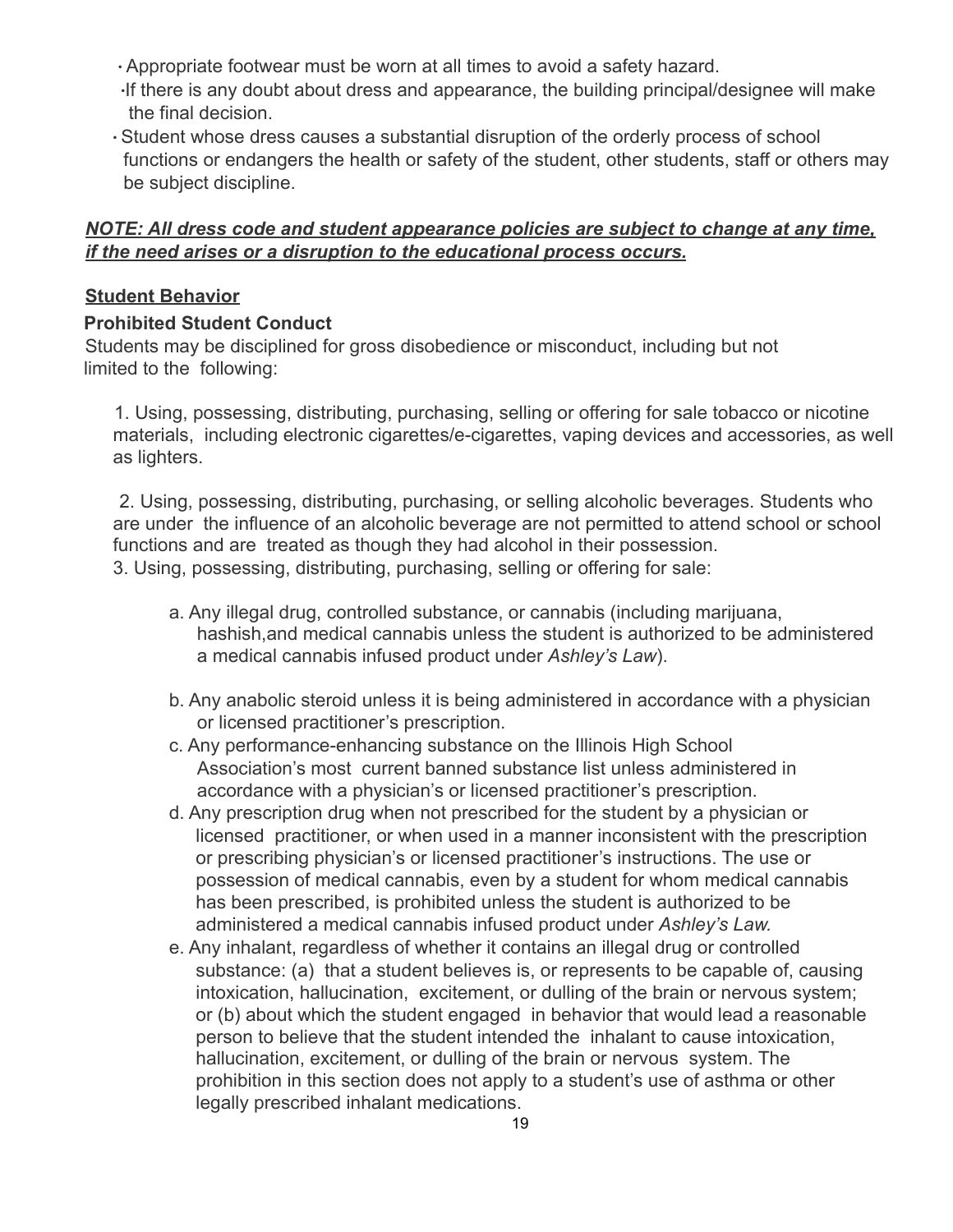- Appropriate footwear must be worn at all times to avoid a safety hazard.
- If there is any doubt about dress and appearance, the building principal/designee will make the final decision.
- Student whose dress causes a substantial disruption of the orderly process of school functions or endangers the health or safety of the student, other students, staff or others may be subject discipline.

***NOTE: All dress code and student appearance policies are subject to change at any time, if the need arises or a disruption to the educational process occurs.***

**Student Behavior**

**Prohibited Student Conduct**

Students may be disciplined for gross disobedience or misconduct, including but not limited to the following:

1. Using, possessing, distributing, purchasing, selling or offering for sale tobacco or nicotine materials, including electronic cigarettes/e-cigarettes, vaping devices and accessories, as well as lighters.

2. Using, possessing, distributing, purchasing, or selling alcoholic beverages. Students who are under the influence of an alcoholic beverage are not permitted to attend school or school functions and are treated as though they had alcohol in their possession.

3. Using, possessing, distributing, purchasing, selling or offering for sale:

   a. Any illegal drug, controlled substance, or cannabis (including marijuana, hashish,and medical cannabis unless the student is authorized to be administered a medical cannabis infused product under *Ashley's Law*).

   b. Any anabolic steroid unless it is being administered in accordance with a physician or licensed practitioner's prescription.

   c. Any performance-enhancing substance on the Illinois High School Association's most current banned substance list unless administered in accordance with a physician's or licensed practitioner's prescription.

   d. Any prescription drug when not prescribed for the student by a physician or licensed practitioner, or when used in a manner inconsistent with the prescription or prescribing physician's or licensed practitioner's instructions. The use or possession of medical cannabis, even by a student for whom medical cannabis has been prescribed, is prohibited unless the student is authorized to be administered a medical cannabis infused product under *Ashley's Law.*

   e. Any inhalant, regardless of whether it contains an illegal drug or controlled substance: (a) that a student believes is, or represents to be capable of, causing intoxication, hallucination, excitement, or dulling of the brain or nervous system; or (b) about which the student engaged in behavior that would lead a reasonable person to believe that the student intended the inhalant to cause intoxication, hallucination, excitement, or dulling of the brain or nervous system. The prohibition in this section does not apply to a student's use of asthma or other legally prescribed inhalant medications.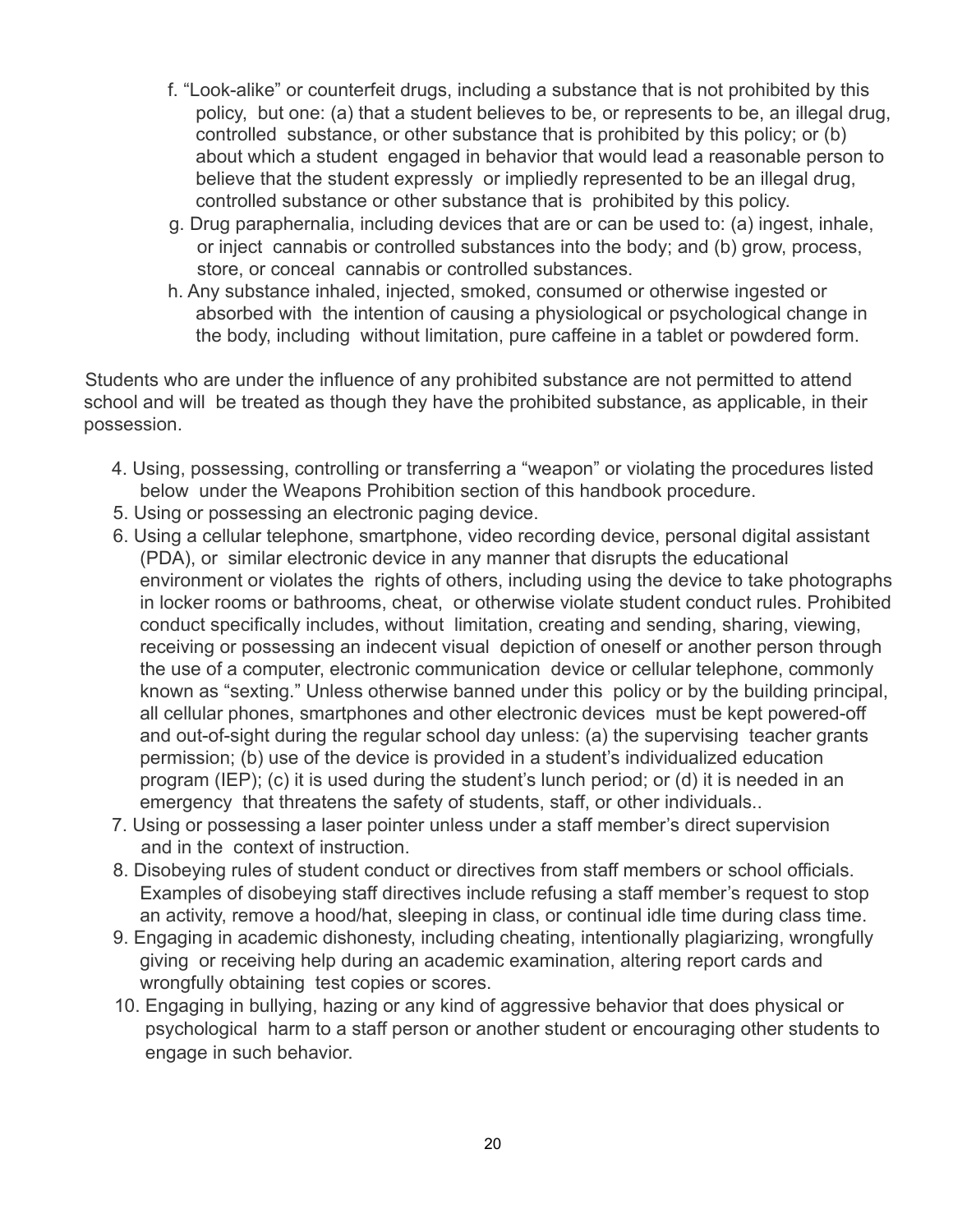f. "Look-alike" or counterfeit drugs, including a substance that is not prohibited by this policy, but one: (a) that a student believes to be, or represents to be, an illegal drug, controlled substance, or other substance that is prohibited by this policy; or (b) about which a student engaged in behavior that would lead a reasonable person to believe that the student expressly or impliedly represented to be an illegal drug, controlled substance or other substance that is prohibited by this policy.

g. Drug paraphernalia, including devices that are or can be used to: (a) ingest, inhale, or inject cannabis or controlled substances into the body; and (b) grow, process, store, or conceal cannabis or controlled substances.

h. Any substance inhaled, injected, smoked, consumed or otherwise ingested or absorbed with the intention of causing a physiological or psychological change in the body, including without limitation, pure caffeine in a tablet or powdered form.

Students who are under the influence of any prohibited substance are not permitted to attend school and will be treated as though they have the prohibited substance, as applicable, in their possession.

4. Using, possessing, controlling or transferring a "weapon" or violating the procedures listed below under the Weapons Prohibition section of this handbook procedure.
5. Using or possessing an electronic paging device.
6. Using a cellular telephone, smartphone, video recording device, personal digital assistant (PDA), or similar electronic device in any manner that disrupts the educational environment or violates the rights of others, including using the device to take photographs in locker rooms or bathrooms, cheat, or otherwise violate student conduct rules. Prohibited conduct specifically includes, without limitation, creating and sending, sharing, viewing, receiving or possessing an indecent visual depiction of oneself or another person through the use of a computer, electronic communication device or cellular telephone, commonly known as "sexting." Unless otherwise banned under this policy or by the building principal, all cellular phones, smartphones and other electronic devices must be kept powered-off and out-of-sight during the regular school day unless: (a) the supervising teacher grants permission; (b) use of the device is provided in a student's individualized education program (IEP); (c) it is used during the student's lunch period; or (d) it is needed in an emergency that threatens the safety of students, staff, or other individuals..
7. Using or possessing a laser pointer unless under a staff member's direct supervision and in the context of instruction.
8. Disobeying rules of student conduct or directives from staff members or school officials. Examples of disobeying staff directives include refusing a staff member's request to stop an activity, remove a hood/hat, sleeping in class, or continual idle time during class time.
9. Engaging in academic dishonesty, including cheating, intentionally plagiarizing, wrongfully giving or receiving help during an academic examination, altering report cards and wrongfully obtaining test copies or scores.
10. Engaging in bullying, hazing or any kind of aggressive behavior that does physical or psychological harm to a staff person or another student or encouraging other students to engage in such behavior.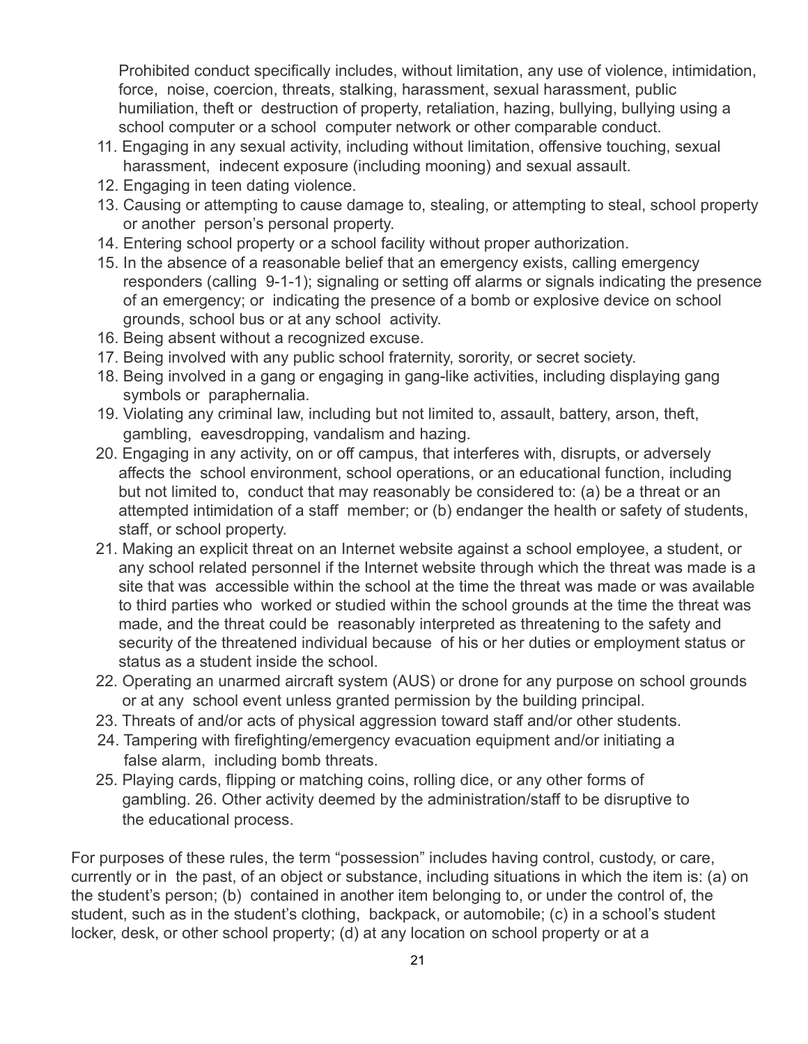Prohibited conduct specifically includes, without limitation, any use of violence, intimidation, force, noise, coercion, threats, stalking, harassment, sexual harassment, public humiliation, theft or destruction of property, retaliation, hazing, bullying, bullying using a school computer or a school computer network or other comparable conduct.

11. Engaging in any sexual activity, including without limitation, offensive touching, sexual harassment, indecent exposure (including mooning) and sexual assault.
12. Engaging in teen dating violence.
13. Causing or attempting to cause damage to, stealing, or attempting to steal, school property or another person's personal property.
14. Entering school property or a school facility without proper authorization.
15. In the absence of a reasonable belief that an emergency exists, calling emergency responders (calling 9-1-1); signaling or setting off alarms or signals indicating the presence of an emergency; or indicating the presence of a bomb or explosive device on school grounds, school bus or at any school activity.
16. Being absent without a recognized excuse.
17. Being involved with any public school fraternity, sorority, or secret society.
18. Being involved in a gang or engaging in gang-like activities, including displaying gang symbols or paraphernalia.
19. Violating any criminal law, including but not limited to, assault, battery, arson, theft, gambling, eavesdropping, vandalism and hazing.
20. Engaging in any activity, on or off campus, that interferes with, disrupts, or adversely affects the school environment, school operations, or an educational function, including but not limited to, conduct that may reasonably be considered to: (a) be a threat or an attempted intimidation of a staff member; or (b) endanger the health or safety of students, staff, or school property.
21. Making an explicit threat on an Internet website against a school employee, a student, or any school related personnel if the Internet website through which the threat was made is a site that was accessible within the school at the time the threat was made or was available to third parties who worked or studied within the school grounds at the time the threat was made, and the threat could be reasonably interpreted as threatening to the safety and security of the threatened individual because of his or her duties or employment status or status as a student inside the school.
22. Operating an unarmed aircraft system (AUS) or drone for any purpose on school grounds or at any school event unless granted permission by the building principal.
23. Threats of and/or acts of physical aggression toward staff and/or other students.
24. Tampering with firefighting/emergency evacuation equipment and/or initiating a false alarm, including bomb threats.
25. Playing cards, flipping or matching coins, rolling dice, or any other forms of gambling.
26. Other activity deemed by the administration/staff to be disruptive to the educational process.

For purposes of these rules, the term "possession" includes having control, custody, or care, currently or in the past, of an object or substance, including situations in which the item is: (a) on the student's person; (b) contained in another item belonging to, or under the control of, the student, such as in the student's clothing, backpack, or automobile; (c) in a school's student locker, desk, or other school property; (d) at any location on school property or at a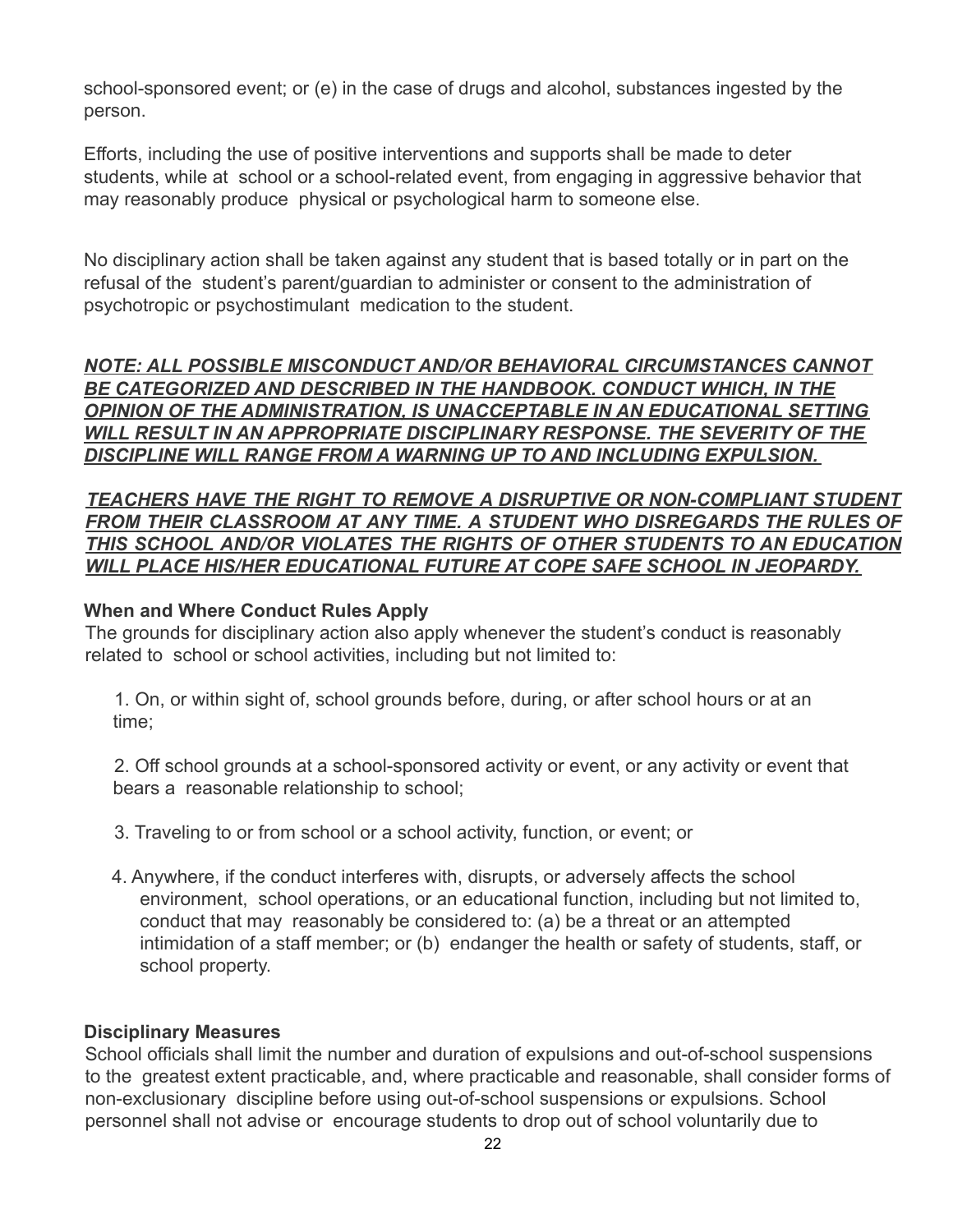school-sponsored event; or (e) in the case of drugs and alcohol, substances ingested by the person.

Efforts, including the use of positive interventions and supports shall be made to deter students, while at school or a school-related event, from engaging in aggressive behavior that may reasonably produce physical or psychological harm to someone else.

No disciplinary action shall be taken against any student that is based totally or in part on the refusal of the student's parent/guardian to administer or consent to the administration of psychotropic or psychostimulant medication to the student.

***NOTE: ALL POSSIBLE MISCONDUCT AND/OR BEHAVIORAL CIRCUMSTANCES CANNOT BE CATEGORIZED AND DESCRIBED IN THE HANDBOOK. CONDUCT WHICH, IN THE OPINION OF THE ADMINISTRATION, IS UNACCEPTABLE IN AN EDUCATIONAL SETTING WILL RESULT IN AN APPROPRIATE DISCIPLINARY RESPONSE. THE SEVERITY OF THE DISCIPLINE WILL RANGE FROM A WARNING UP TO AND INCLUDING EXPULSION.***

***TEACHERS HAVE THE RIGHT TO REMOVE A DISRUPTIVE OR NON-COMPLIANT STUDENT FROM THEIR CLASSROOM AT ANY TIME. A STUDENT WHO DISREGARDS THE RULES OF THIS SCHOOL AND/OR VIOLATES THE RIGHTS OF OTHER STUDENTS TO AN EDUCATION WILL PLACE HIS/HER EDUCATIONAL FUTURE AT COPE SAFE SCHOOL IN JEOPARDY.***

**When and Where Conduct Rules Apply**

The grounds for disciplinary action also apply whenever the student's conduct is reasonably related to school or school activities, including but not limited to:

1. On, or within sight of, school grounds before, during, or after school hours or at an time;

2. Off school grounds at a school-sponsored activity or event, or any activity or event that bears a reasonable relationship to school;

3. Traveling to or from school or a school activity, function, or event; or

4. Anywhere, if the conduct interferes with, disrupts, or adversely affects the school environment, school operations, or an educational function, including but not limited to, conduct that may reasonably be considered to: (a) be a threat or an attempted intimidation of a staff member; or (b) endanger the health or safety of students, staff, or school property.

**Disciplinary Measures**

School officials shall limit the number and duration of expulsions and out-of-school suspensions to the greatest extent practicable, and, where practicable and reasonable, shall consider forms of non-exclusionary discipline before using out-of-school suspensions or expulsions. School personnel shall not advise or encourage students to drop out of school voluntarily due to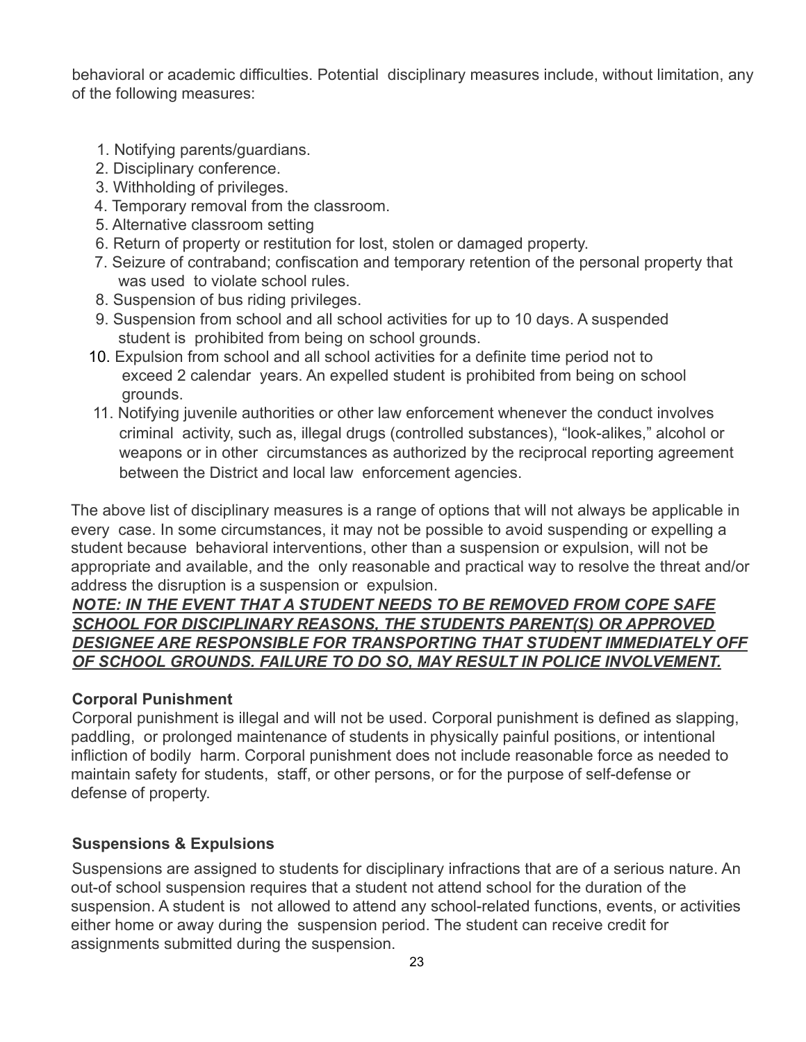behavioral or academic difficulties. Potential disciplinary measures include, without limitation, any of the following measures:

1. Notifying parents/guardians.
2. Disciplinary conference.
3. Withholding of privileges.
4. Temporary removal from the classroom.
5. Alternative classroom setting
6. Return of property or restitution for lost, stolen or damaged property.
7. Seizure of contraband; confiscation and temporary retention of the personal property that was used to violate school rules.
8. Suspension of bus riding privileges.
9. Suspension from school and all school activities for up to 10 days. A suspended student is prohibited from being on school grounds.
10. Expulsion from school and all school activities for a definite time period not to exceed 2 calendar years. An expelled student is prohibited from being on school grounds.
11. Notifying juvenile authorities or other law enforcement whenever the conduct involves criminal activity, such as, illegal drugs (controlled substances), “look-alikes,” alcohol or weapons or in other circumstances as authorized by the reciprocal reporting agreement between the District and local law enforcement agencies.

The above list of disciplinary measures is a range of options that will not always be applicable in every case. In some circumstances, it may not be possible to avoid suspending or expelling a student because behavioral interventions, other than a suspension or expulsion, will not be appropriate and available, and the only reasonable and practical way to resolve the threat and/or address the disruption is a suspension or expulsion.

***NOTE: IN THE EVENT THAT A STUDENT NEEDS TO BE REMOVED FROM COPE SAFE SCHOOL FOR DISCIPLINARY REASONS, THE STUDENTS PARENT(S) OR APPROVED DESIGNEE ARE RESPONSIBLE FOR TRANSPORTING THAT STUDENT IMMEDIATELY OFF OF SCHOOL GROUNDS. FAILURE TO DO SO, MAY RESULT IN POLICE INVOLVEMENT.***

**Corporal Punishment**

Corporal punishment is illegal and will not be used. Corporal punishment is defined as slapping, paddling, or prolonged maintenance of students in physically painful positions, or intentional infliction of bodily harm. Corporal punishment does not include reasonable force as needed to maintain safety for students, staff, or other persons, or for the purpose of self-defense or defense of property.

**Suspensions & Expulsions**

Suspensions are assigned to students for disciplinary infractions that are of a serious nature. An out-of school suspension requires that a student not attend school for the duration of the suspension. A student is not allowed to attend any school-related functions, events, or activities either home or away during the suspension period. The student can receive credit for assignments submitted during the suspension.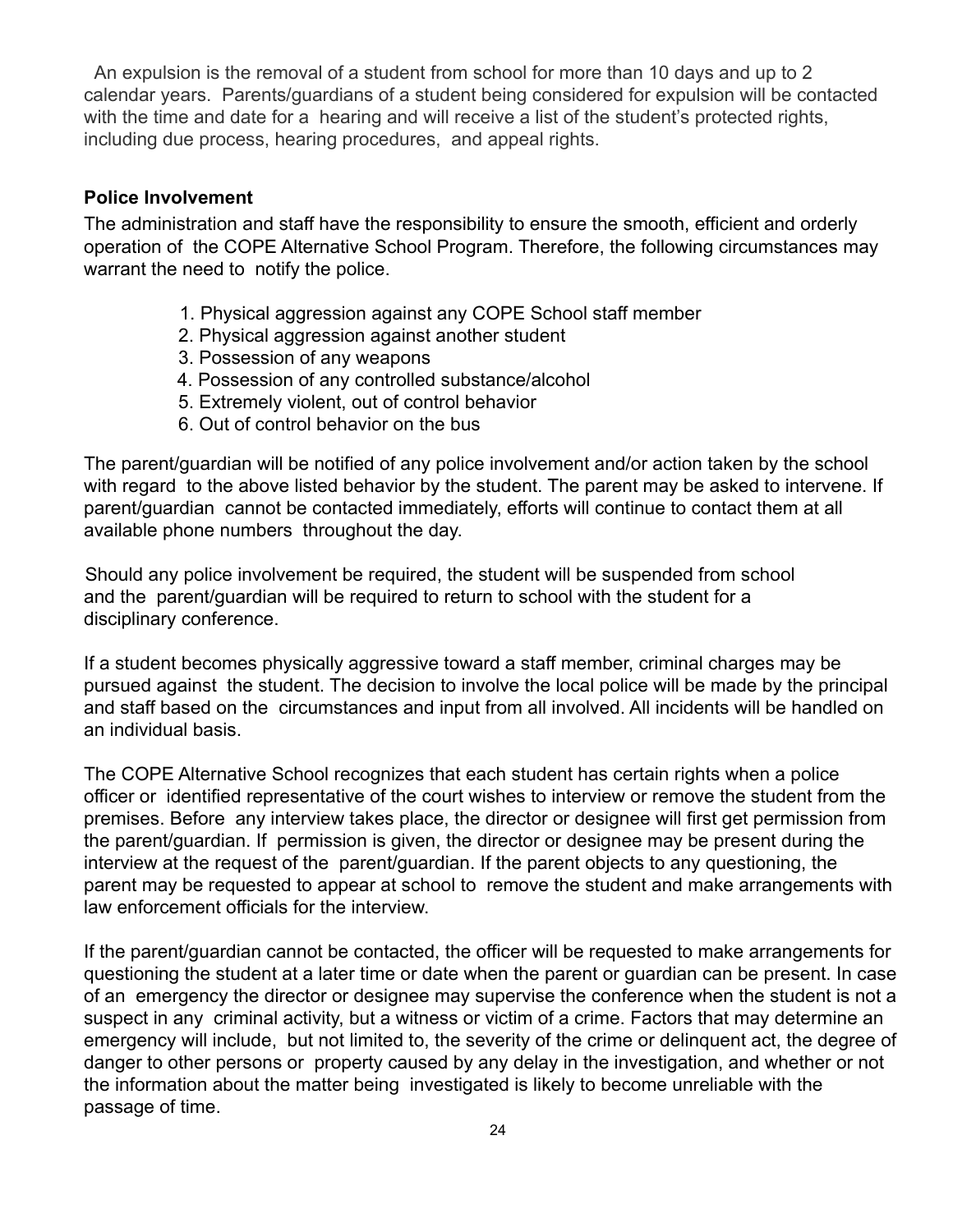An expulsion is the removal of a student from school for more than 10 days and up to 2 calendar years. Parents/guardians of a student being considered for expulsion will be contacted with the time and date for a hearing and will receive a list of the student's protected rights, including due process, hearing procedures, and appeal rights.

**Police Involvement**

The administration and staff have the responsibility to ensure the smooth, efficient and orderly operation of the COPE Alternative School Program. Therefore, the following circumstances may warrant the need to notify the police.

1. Physical aggression against any COPE School staff member
2. Physical aggression against another student
3. Possession of any weapons
4. Possession of any controlled substance/alcohol
5. Extremely violent, out of control behavior
6. Out of control behavior on the bus

The parent/guardian will be notified of any police involvement and/or action taken by the school with regard to the above listed behavior by the student. The parent may be asked to intervene. If parent/guardian cannot be contacted immediately, efforts will continue to contact them at all available phone numbers throughout the day.

Should any police involvement be required, the student will be suspended from school and the parent/guardian will be required to return to school with the student for a disciplinary conference.

If a student becomes physically aggressive toward a staff member, criminal charges may be pursued against the student. The decision to involve the local police will be made by the principal and staff based on the circumstances and input from all involved. All incidents will be handled on an individual basis.

The COPE Alternative School recognizes that each student has certain rights when a police officer or identified representative of the court wishes to interview or remove the student from the premises. Before any interview takes place, the director or designee will first get permission from the parent/guardian. If permission is given, the director or designee may be present during the interview at the request of the parent/guardian. If the parent objects to any questioning, the parent may be requested to appear at school to remove the student and make arrangements with law enforcement officials for the interview.

If the parent/guardian cannot be contacted, the officer will be requested to make arrangements for questioning the student at a later time or date when the parent or guardian can be present. In case of an emergency the director or designee may supervise the conference when the student is not a suspect in any criminal activity, but a witness or victim of a crime. Factors that may determine an emergency will include, but not limited to, the severity of the crime or delinquent act, the degree of danger to other persons or property caused by any delay in the investigation, and whether or not the information about the matter being investigated is likely to become unreliable with the passage of time.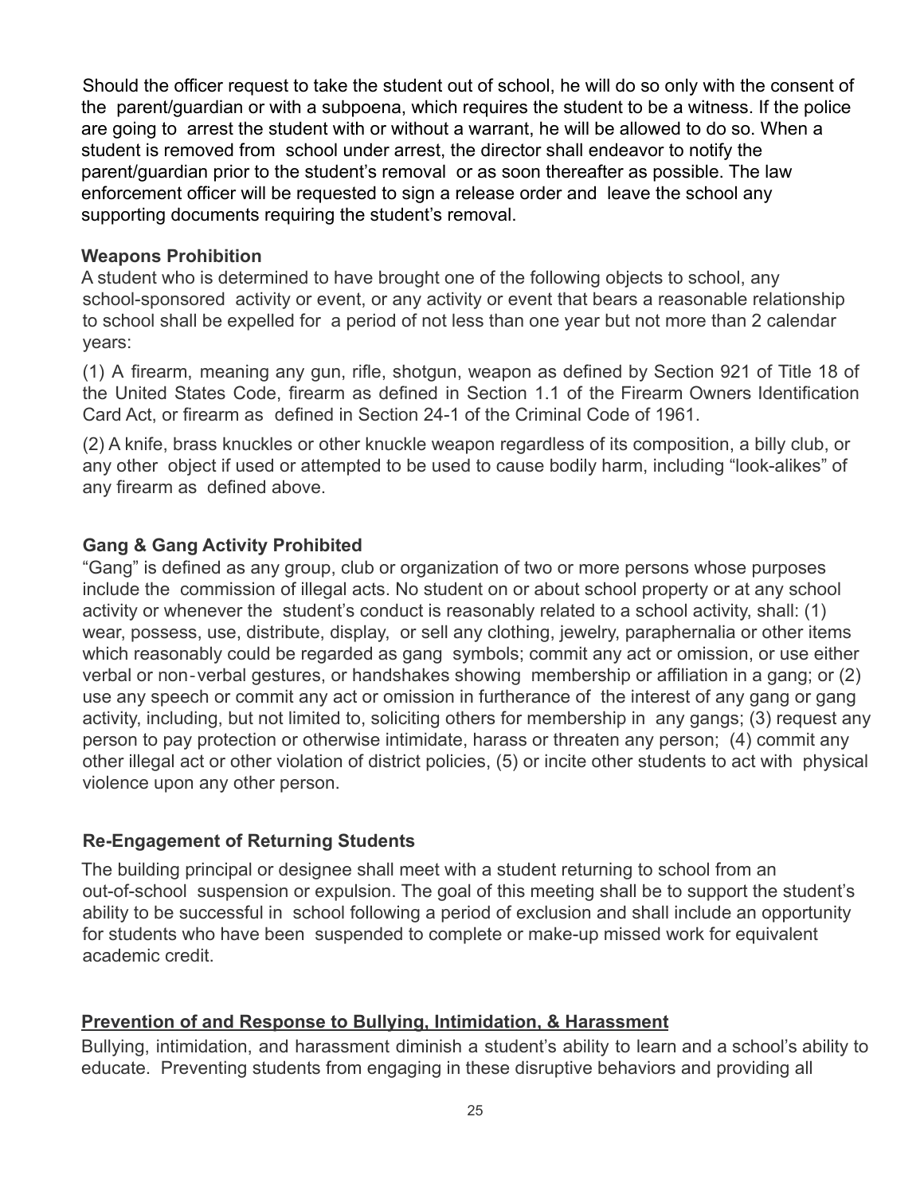Should the officer request to take the student out of school, he will do so only with the consent of the parent/guardian or with a subpoena, which requires the student to be a witness. If the police are going to arrest the student with or without a warrant, he will be allowed to do so. When a student is removed from school under arrest, the director shall endeavor to notify the parent/guardian prior to the student's removal or as soon thereafter as possible. The law enforcement officer will be requested to sign a release order and leave the school any supporting documents requiring the student's removal.

**Weapons Prohibition**

A student who is determined to have brought one of the following objects to school, any school-sponsored activity or event, or any activity or event that bears a reasonable relationship to school shall be expelled for a period of not less than one year but not more than 2 calendar years:

(1) A firearm, meaning any gun, rifle, shotgun, weapon as defined by Section 921 of Title 18 of the United States Code, firearm as defined in Section 1.1 of the Firearm Owners Identification Card Act, or firearm as defined in Section 24-1 of the Criminal Code of 1961.

(2) A knife, brass knuckles or other knuckle weapon regardless of its composition, a billy club, or any other object if used or attempted to be used to cause bodily harm, including "look-alikes" of any firearm as defined above.

**Gang & Gang Activity Prohibited**

"Gang" is defined as any group, club or organization of two or more persons whose purposes include the commission of illegal acts. No student on or about school property or at any school activity or whenever the student's conduct is reasonably related to a school activity, shall: (1) wear, possess, use, distribute, display, or sell any clothing, jewelry, paraphernalia or other items which reasonably could be regarded as gang symbols; commit any act or omission, or use either verbal or non-verbal gestures, or handshakes showing membership or affiliation in a gang; or (2) use any speech or commit any act or omission in furtherance of the interest of any gang or gang activity, including, but not limited to, soliciting others for membership in any gangs; (3) request any person to pay protection or otherwise intimidate, harass or threaten any person; (4) commit any other illegal act or other violation of district policies, (5) or incite other students to act with physical violence upon any other person.

**Re-Engagement of Returning Students**

The building principal or designee shall meet with a student returning to school from an out-of-school suspension or expulsion. The goal of this meeting shall be to support the student's ability to be successful in school following a period of exclusion and shall include an opportunity for students who have been suspended to complete or make-up missed work for equivalent academic credit.

**Prevention of and Response to Bullying, Intimidation, & Harassment**

Bullying, intimidation, and harassment diminish a student's ability to learn and a school's ability to educate. Preventing students from engaging in these disruptive behaviors and providing all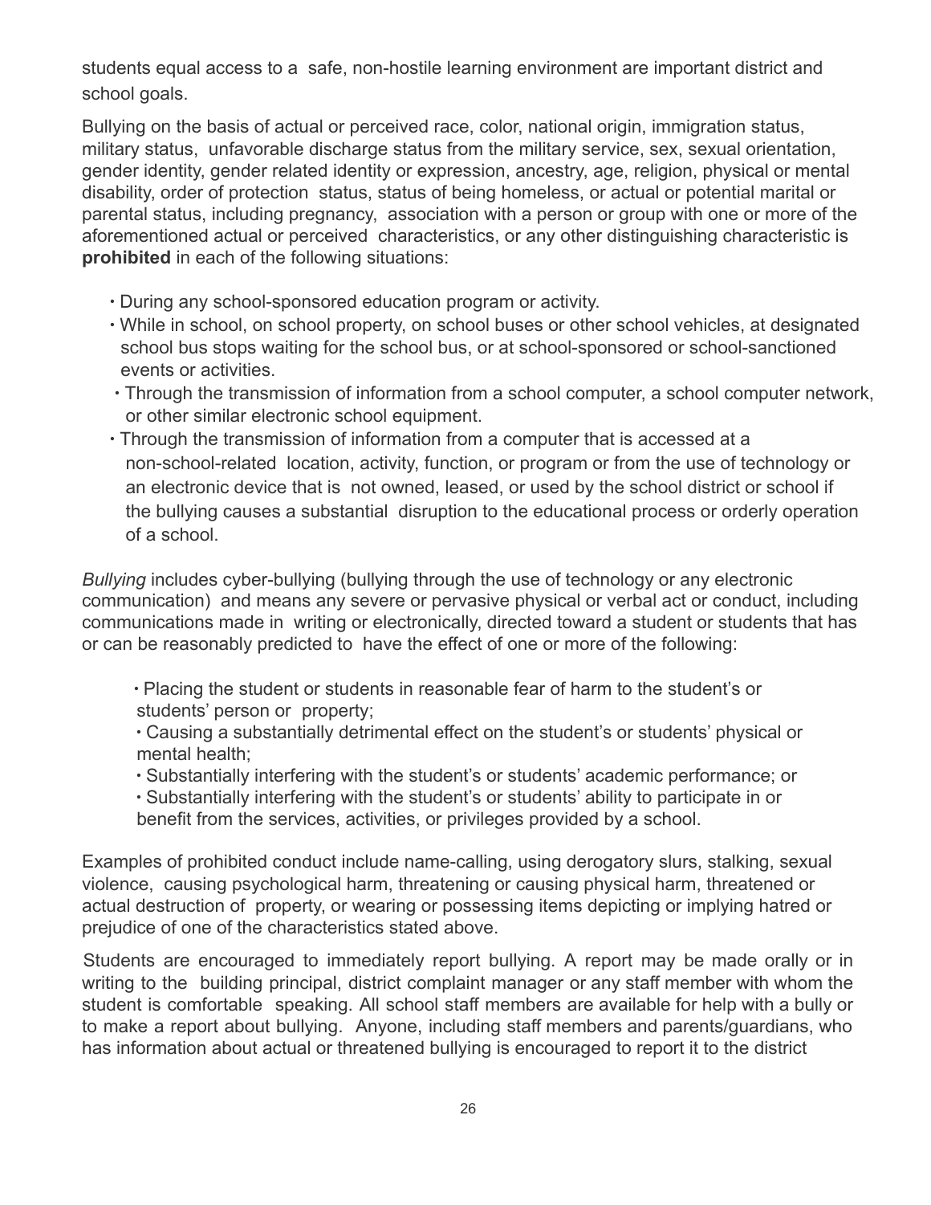students equal access to a safe, non-hostile learning environment are important district and school goals.

Bullying on the basis of actual or perceived race, color, national origin, immigration status, military status, unfavorable discharge status from the military service, sex, sexual orientation, gender identity, gender related identity or expression, ancestry, age, religion, physical or mental disability, order of protection status, status of being homeless, or actual or potential marital or parental status, including pregnancy, association with a person or group with one or more of the aforementioned actual or perceived characteristics, or any other distinguishing characteristic is **prohibited** in each of the following situations:

- During any school-sponsored education program or activity.
- While in school, on school property, on school buses or other school vehicles, at designated school bus stops waiting for the school bus, or at school-sponsored or school-sanctioned events or activities.
- Through the transmission of information from a school computer, a school computer network, or other similar electronic school equipment.
- Through the transmission of information from a computer that is accessed at a non-school-related location, activity, function, or program or from the use of technology or an electronic device that is not owned, leased, or used by the school district or school if the bullying causes a substantial disruption to the educational process or orderly operation of a school.

*Bullying* includes cyber-bullying (bullying through the use of technology or any electronic communication) and means any severe or pervasive physical or verbal act or conduct, including communications made in writing or electronically, directed toward a student or students that has or can be reasonably predicted to have the effect of one or more of the following:

- Placing the student or students in reasonable fear of harm to the student's or students' person or property;
- Causing a substantially detrimental effect on the student's or students' physical or mental health;
- Substantially interfering with the student's or students' academic performance; or
- Substantially interfering with the student's or students' ability to participate in or benefit from the services, activities, or privileges provided by a school.

Examples of prohibited conduct include name-calling, using derogatory slurs, stalking, sexual violence, causing psychological harm, threatening or causing physical harm, threatened or actual destruction of property, or wearing or possessing items depicting or implying hatred or prejudice of one of the characteristics stated above.

Students are encouraged to immediately report bullying. A report may be made orally or in writing to the building principal, district complaint manager or any staff member with whom the student is comfortable speaking. All school staff members are available for help with a bully or to make a report about bullying. Anyone, including staff members and parents/guardians, who has information about actual or threatened bullying is encouraged to report it to the district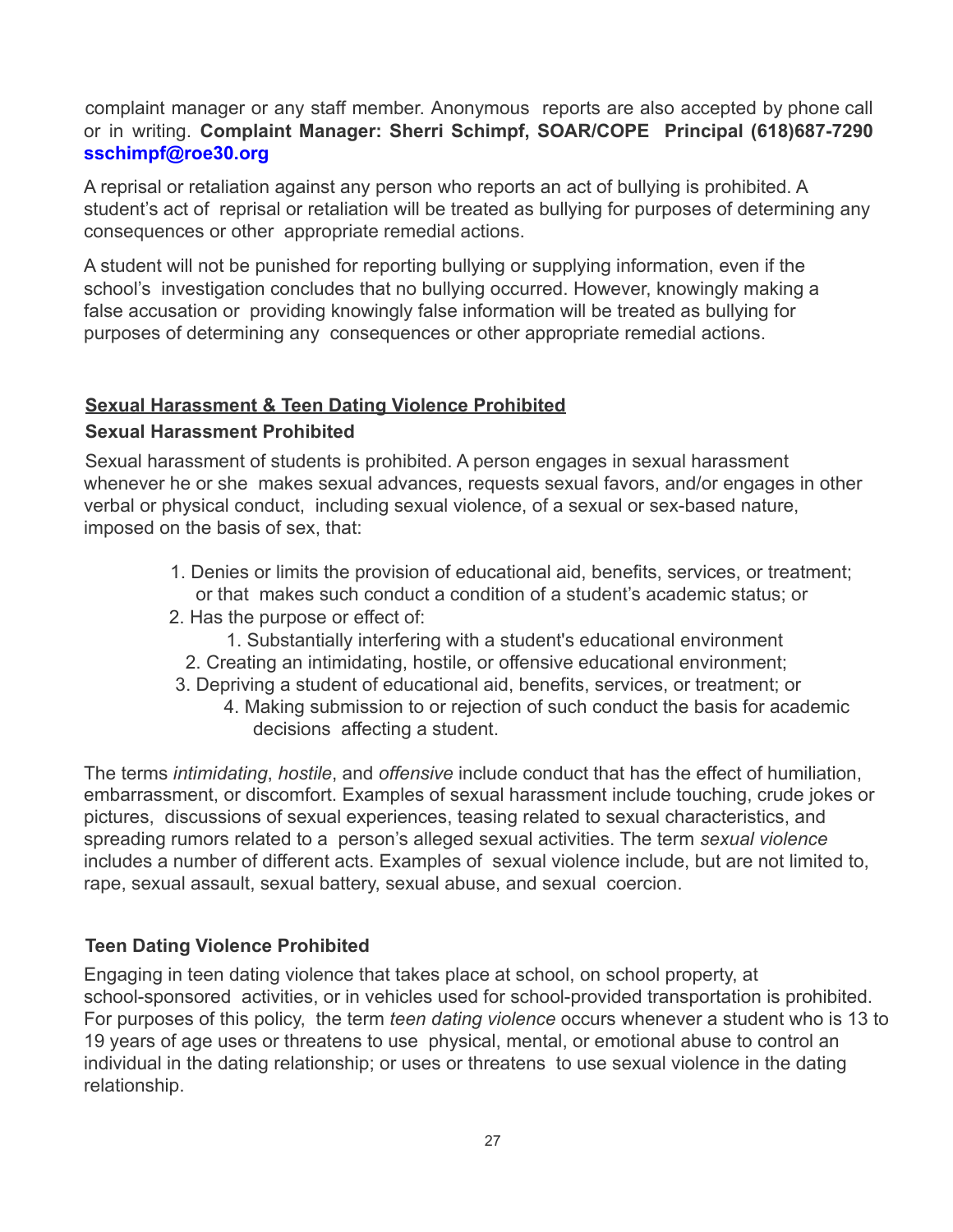complaint manager or any staff member. Anonymous reports are also accepted by phone call or in writing. **Complaint Manager: Sherri Schimpf, SOAR/COPE Principal (618)687-7290 sschimpf@roe30.org**

A reprisal or retaliation against any person who reports an act of bullying is prohibited. A student's act of reprisal or retaliation will be treated as bullying for purposes of determining any consequences or other appropriate remedial actions.

A student will not be punished for reporting bullying or supplying information, even if the school's investigation concludes that no bullying occurred. However, knowingly making a false accusation or providing knowingly false information will be treated as bullying for purposes of determining any consequences or other appropriate remedial actions.

## Sexual Harassment & Teen Dating Violence Prohibited

### Sexual Harassment Prohibited

Sexual harassment of students is prohibited. A person engages in sexual harassment whenever he or she makes sexual advances, requests sexual favors, and/or engages in other verbal or physical conduct, including sexual violence, of a sexual or sex-based nature, imposed on the basis of sex, that:

1. Denies or limits the provision of educational aid, benefits, services, or treatment; or that makes such conduct a condition of a student's academic status; or
2. Has the purpose or effect of:
    1. Substantially interfering with a student's educational environment
    2. Creating an intimidating, hostile, or offensive educational environment;
    3. Depriving a student of educational aid, benefits, services, or treatment; or
    4. Making submission to or rejection of such conduct the basis for academic decisions affecting a student.

The terms *intimidating*, *hostile*, and *offensive* include conduct that has the effect of humiliation, embarrassment, or discomfort. Examples of sexual harassment include touching, crude jokes or pictures, discussions of sexual experiences, teasing related to sexual characteristics, and spreading rumors related to a person's alleged sexual activities. The term *sexual violence* includes a number of different acts. Examples of sexual violence include, but are not limited to, rape, sexual assault, sexual battery, sexual abuse, and sexual coercion.

### Teen Dating Violence Prohibited

Engaging in teen dating violence that takes place at school, on school property, at school-sponsored activities, or in vehicles used for school-provided transportation is prohibited. For purposes of this policy, the term *teen dating violence* occurs whenever a student who is 13 to 19 years of age uses or threatens to use physical, mental, or emotional abuse to control an individual in the dating relationship; or uses or threatens to use sexual violence in the dating relationship.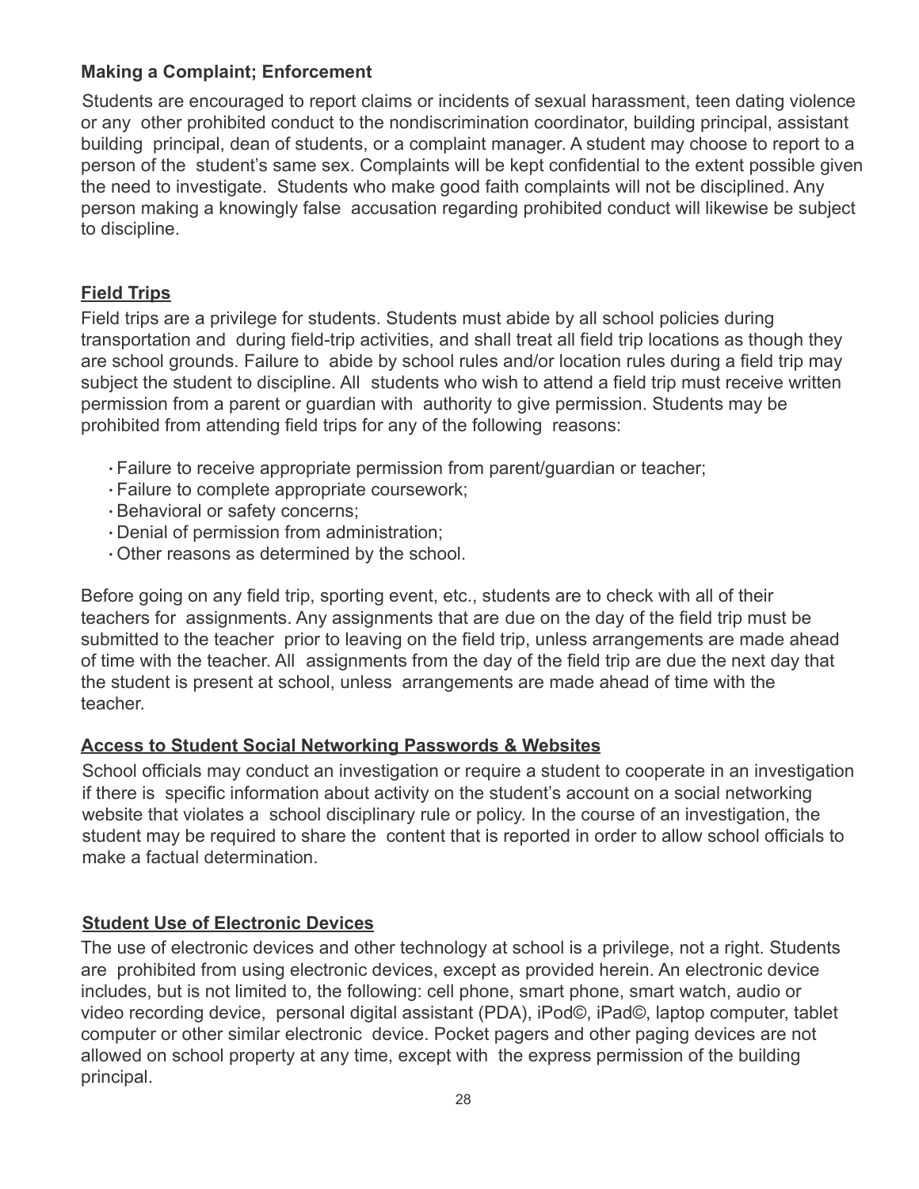### Making a Complaint; Enforcement

Students are encouraged to report claims or incidents of sexual harassment, teen dating violence or any other prohibited conduct to the nondiscrimination coordinator, building principal, assistant building principal, dean of students, or a complaint manager. A student may choose to report to a person of the student's same sex. Complaints will be kept confidential to the extent possible given the need to investigate. Students who make good faith complaints will not be disciplined. Any person making a knowingly false accusation regarding prohibited conduct will likewise be subject to discipline.

### Field Trips

Field trips are a privilege for students. Students must abide by all school policies during transportation and during field-trip activities, and shall treat all field trip locations as though they are school grounds. Failure to abide by school rules and/or location rules during a field trip may subject the student to discipline. All students who wish to attend a field trip must receive written permission from a parent or guardian with authority to give permission. Students may be prohibited from attending field trips for any of the following reasons:

- Failure to receive appropriate permission from parent/guardian or teacher;
- Failure to complete appropriate coursework;
- Behavioral or safety concerns;
- Denial of permission from administration;
- Other reasons as determined by the school.

Before going on any field trip, sporting event, etc., students are to check with all of their teachers for assignments. Any assignments that are due on the day of the field trip must be submitted to the teacher prior to leaving on the field trip, unless arrangements are made ahead of time with the teacher. All assignments from the day of the field trip are due the next day that the student is present at school, unless arrangements are made ahead of time with the teacher.

### Access to Student Social Networking Passwords & Websites

School officials may conduct an investigation or require a student to cooperate in an investigation if there is specific information about activity on the student's account on a social networking website that violates a school disciplinary rule or policy. In the course of an investigation, the student may be required to share the content that is reported in order to allow school officials to make a factual determination.

### Student Use of Electronic Devices

The use of electronic devices and other technology at school is a privilege, not a right. Students are prohibited from using electronic devices, except as provided herein. An electronic device includes, but is not limited to, the following: cell phone, smart phone, smart watch, audio or video recording device, personal digital assistant (PDA), iPod©, iPad©, laptop computer, tablet computer or other similar electronic device. Pocket pagers and other paging devices are not allowed on school property at any time, except with the express permission of the building principal.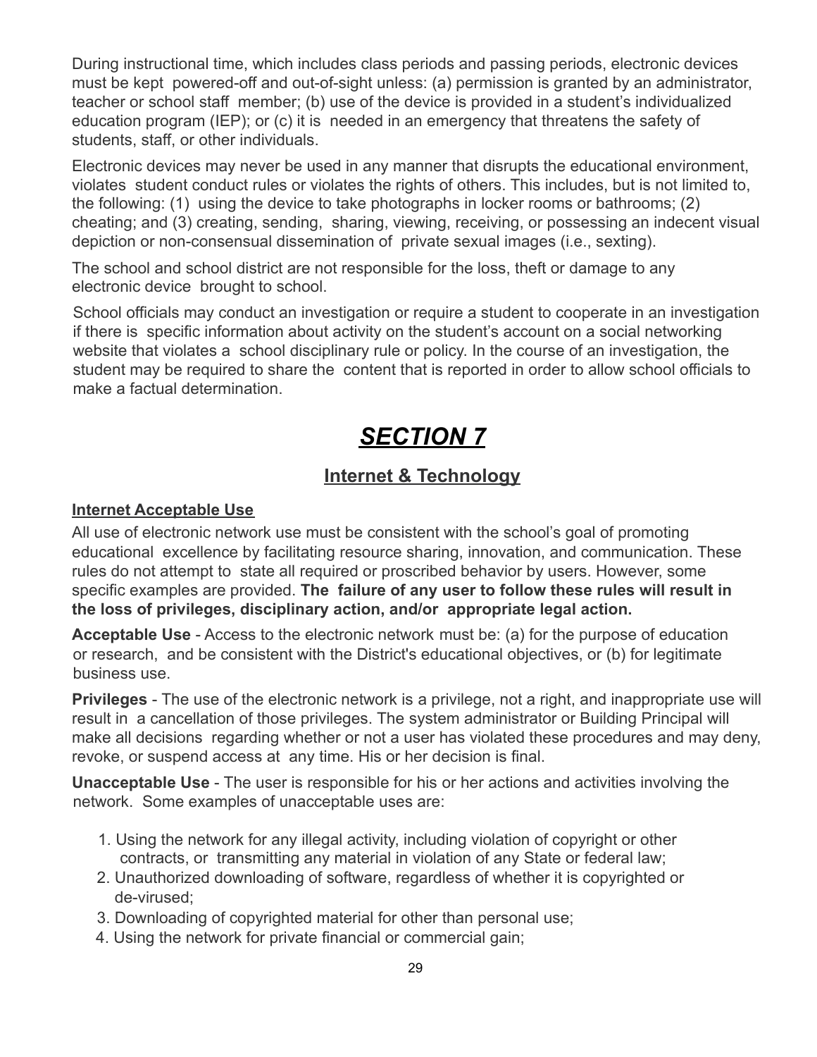During instructional time, which includes class periods and passing periods, electronic devices must be kept powered-off and out-of-sight unless: (a) permission is granted by an administrator, teacher or school staff member; (b) use of the device is provided in a student's individualized education program (IEP); or (c) it is needed in an emergency that threatens the safety of students, staff, or other individuals.

Electronic devices may never be used in any manner that disrupts the educational environment, violates student conduct rules or violates the rights of others. This includes, but is not limited to, the following: (1) using the device to take photographs in locker rooms or bathrooms; (2) cheating; and (3) creating, sending, sharing, viewing, receiving, or possessing an indecent visual depiction or non-consensual dissemination of private sexual images (i.e., sexting).

The school and school district are not responsible for the loss, theft or damage to any electronic device brought to school.

School officials may conduct an investigation or require a student to cooperate in an investigation if there is specific information about activity on the student's account on a social networking website that violates a school disciplinary rule or policy. In the course of an investigation, the student may be required to share the content that is reported in order to allow school officials to make a factual determination.

# *SECTION 7*

## Internet & Technology

### Internet Acceptable Use

All use of electronic network use must be consistent with the school's goal of promoting educational excellence by facilitating resource sharing, innovation, and communication. These rules do not attempt to state all required or proscribed behavior by users. However, some specific examples are provided. **The failure of any user to follow these rules will result in the loss of privileges, disciplinary action, and/or appropriate legal action.**

**Acceptable Use** - Access to the electronic network must be: (a) for the purpose of education or research, and be consistent with the District's educational objectives, or (b) for legitimate business use.

**Privileges** - The use of the electronic network is a privilege, not a right, and inappropriate use will result in a cancellation of those privileges. The system administrator or Building Principal will make all decisions regarding whether or not a user has violated these procedures and may deny, revoke, or suspend access at any time. His or her decision is final.

**Unacceptable Use** - The user is responsible for his or her actions and activities involving the network. Some examples of unacceptable uses are:

1. Using the network for any illegal activity, including violation of copyright or other contracts, or transmitting any material in violation of any State or federal law;
2. Unauthorized downloading of software, regardless of whether it is copyrighted or de-virused;
3. Downloading of copyrighted material for other than personal use;
4. Using the network for private financial or commercial gain;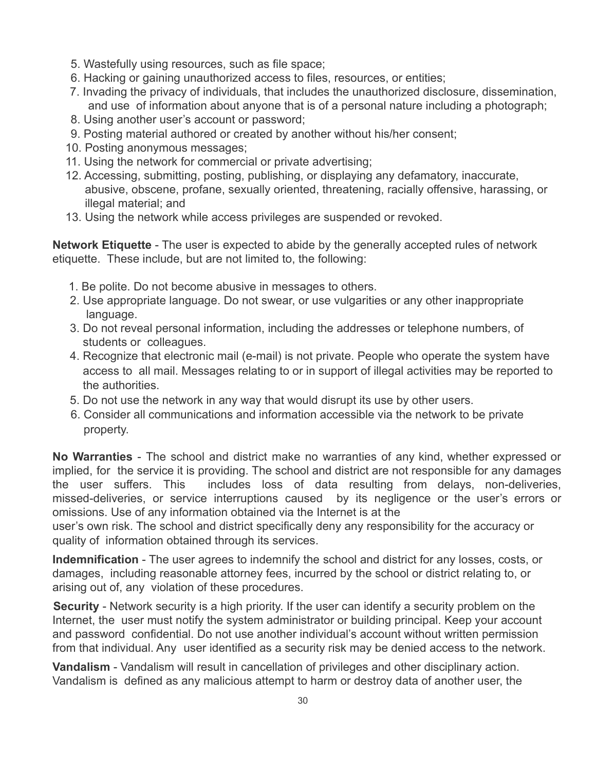5. Wastefully using resources, such as file space;
6. Hacking or gaining unauthorized access to files, resources, or entities;
7. Invading the privacy of individuals, that includes the unauthorized disclosure, dissemination, and use of information about anyone that is of a personal nature including a photograph;
8. Using another user's account or password;
9. Posting material authored or created by another without his/her consent;
10. Posting anonymous messages;
11. Using the network for commercial or private advertising;
12. Accessing, submitting, posting, publishing, or displaying any defamatory, inaccurate, abusive, obscene, profane, sexually oriented, threatening, racially offensive, harassing, or illegal material; and
13. Using the network while access privileges are suspended or revoked.

**Network Etiquette** - The user is expected to abide by the generally accepted rules of network etiquette. These include, but are not limited to, the following:

1. Be polite. Do not become abusive in messages to others.
2. Use appropriate language. Do not swear, or use vulgarities or any other inappropriate language.
3. Do not reveal personal information, including the addresses or telephone numbers, of students or colleagues.
4. Recognize that electronic mail (e-mail) is not private. People who operate the system have access to all mail. Messages relating to or in support of illegal activities may be reported to the authorities.
5. Do not use the network in any way that would disrupt its use by other users.
6. Consider all communications and information accessible via the network to be private property.

**No Warranties** - The school and district make no warranties of any kind, whether expressed or implied, for the service it is providing. The school and district are not responsible for any damages the user suffers. This includes loss of data resulting from delays, non-deliveries, missed-deliveries, or service interruptions caused by its negligence or the user's errors or omissions. Use of any information obtained via the Internet is at the user's own risk. The school and district specifically deny any responsibility for the accuracy or quality of information obtained through its services.

**Indemnification** - The user agrees to indemnify the school and district for any losses, costs, or damages, including reasonable attorney fees, incurred by the school or district relating to, or arising out of, any violation of these procedures.

**Security** - Network security is a high priority. If the user can identify a security problem on the Internet, the user must notify the system administrator or building principal. Keep your account and password confidential. Do not use another individual's account without written permission from that individual. Any user identified as a security risk may be denied access to the network.

**Vandalism** - Vandalism will result in cancellation of privileges and other disciplinary action. Vandalism is defined as any malicious attempt to harm or destroy data of another user, the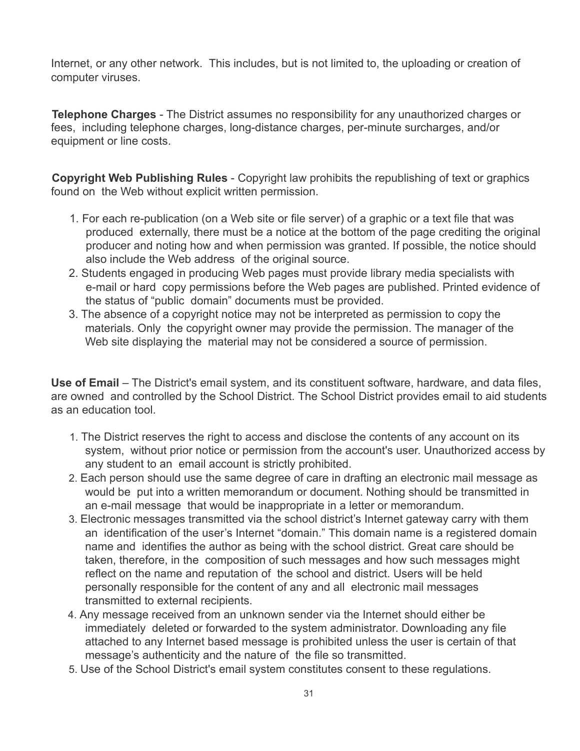Internet, or any other network. This includes, but is not limited to, the uploading or creation of computer viruses.

**Telephone Charges** - The District assumes no responsibility for any unauthorized charges or fees, including telephone charges, long-distance charges, per-minute surcharges, and/or equipment or line costs.

**Copyright Web Publishing Rules** - Copyright law prohibits the republishing of text or graphics found on the Web without explicit written permission.

1. For each re-publication (on a Web site or file server) of a graphic or a text file that was produced externally, there must be a notice at the bottom of the page crediting the original producer and noting how and when permission was granted. If possible, the notice should also include the Web address of the original source.
2. Students engaged in producing Web pages must provide library media specialists with e-mail or hard copy permissions before the Web pages are published. Printed evidence of the status of "public domain" documents must be provided.
3. The absence of a copyright notice may not be interpreted as permission to copy the materials. Only the copyright owner may provide the permission. The manager of the Web site displaying the material may not be considered a source of permission.

**Use of Email** – The District's email system, and its constituent software, hardware, and data files, are owned and controlled by the School District. The School District provides email to aid students as an education tool.

1. The District reserves the right to access and disclose the contents of any account on its system, without prior notice or permission from the account's user. Unauthorized access by any student to an email account is strictly prohibited.
2. Each person should use the same degree of care in drafting an electronic mail message as would be put into a written memorandum or document. Nothing should be transmitted in an e-mail message that would be inappropriate in a letter or memorandum.
3. Electronic messages transmitted via the school district's Internet gateway carry with them an identification of the user's Internet "domain." This domain name is a registered domain name and identifies the author as being with the school district. Great care should be taken, therefore, in the composition of such messages and how such messages might reflect on the name and reputation of the school and district. Users will be held personally responsible for the content of any and all electronic mail messages transmitted to external recipients.
4. Any message received from an unknown sender via the Internet should either be immediately deleted or forwarded to the system administrator. Downloading any file attached to any Internet based message is prohibited unless the user is certain of that message's authenticity and the nature of the file so transmitted.
5. Use of the School District's email system constitutes consent to these regulations.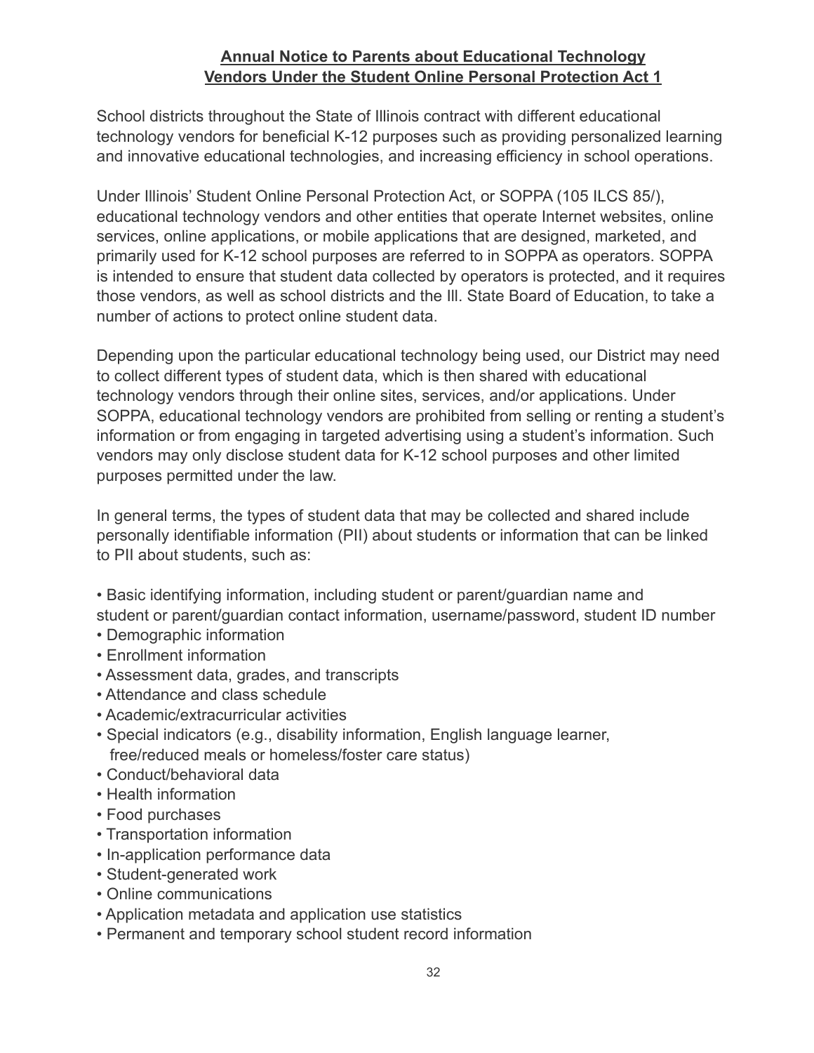## Annual Notice to Parents about Educational Technology Vendors Under the Student Online Personal Protection Act 1

School districts throughout the State of Illinois contract with different educational technology vendors for beneficial K-12 purposes such as providing personalized learning and innovative educational technologies, and increasing efficiency in school operations.

Under Illinois' Student Online Personal Protection Act, or SOPPA (105 ILCS 85/), educational technology vendors and other entities that operate Internet websites, online services, online applications, or mobile applications that are designed, marketed, and primarily used for K-12 school purposes are referred to in SOPPA as operators. SOPPA is intended to ensure that student data collected by operators is protected, and it requires those vendors, as well as school districts and the Ill. State Board of Education, to take a number of actions to protect online student data.

Depending upon the particular educational technology being used, our District may need to collect different types of student data, which is then shared with educational technology vendors through their online sites, services, and/or applications. Under SOPPA, educational technology vendors are prohibited from selling or renting a student's information or from engaging in targeted advertising using a student's information. Such vendors may only disclose student data for K-12 school purposes and other limited purposes permitted under the law.

In general terms, the types of student data that may be collected and shared include personally identifiable information (PII) about students or information that can be linked to PII about students, such as:

- Basic identifying information, including student or parent/guardian name and student or parent/guardian contact information, username/password, student ID number
- Demographic information
- Enrollment information
- Assessment data, grades, and transcripts
- Attendance and class schedule
- Academic/extracurricular activities
- Special indicators (e.g., disability information, English language learner, free/reduced meals or homeless/foster care status)
- Conduct/behavioral data
- Health information
- Food purchases
- Transportation information
- In-application performance data
- Student-generated work
- Online communications
- Application metadata and application use statistics
- Permanent and temporary school student record information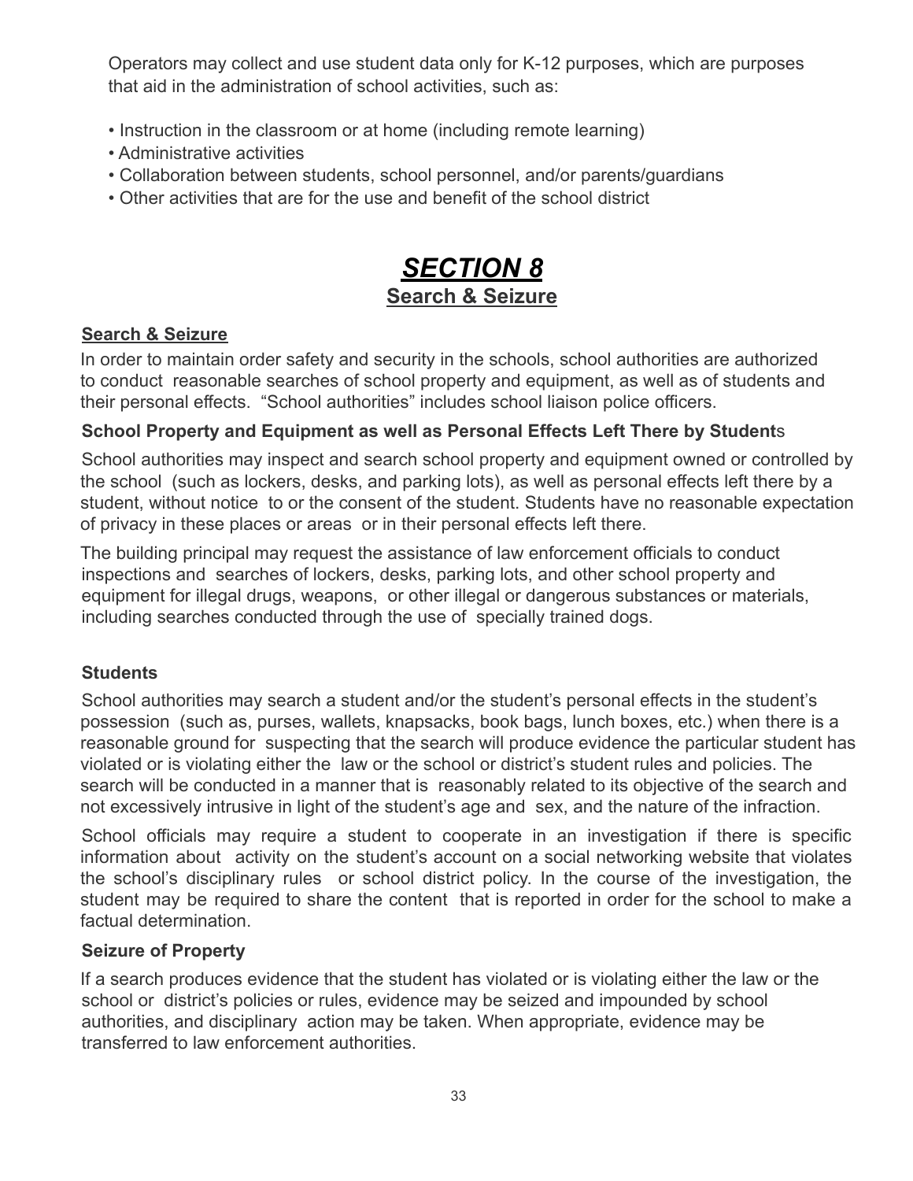Operators may collect and use student data only for K-12 purposes, which are purposes that aid in the administration of school activities, such as:

- Instruction in the classroom or at home (including remote learning)
- Administrative activities
- Collaboration between students, school personnel, and/or parents/guardians
- Other activities that are for the use and benefit of the school district

# ***SECTION 8***

## Search & Seizure

### Search & Seizure

In order to maintain order safety and security in the schools, school authorities are authorized to conduct reasonable searches of school property and equipment, as well as of students and their personal effects. "School authorities" includes school liaison police officers.

### School Property and Equipment as well as Personal Effects Left There by Students

School authorities may inspect and search school property and equipment owned or controlled by the school (such as lockers, desks, and parking lots), as well as personal effects left there by a student, without notice to or the consent of the student. Students have no reasonable expectation of privacy in these places or areas or in their personal effects left there.

The building principal may request the assistance of law enforcement officials to conduct inspections and searches of lockers, desks, parking lots, and other school property and equipment for illegal drugs, weapons, or other illegal or dangerous substances or materials, including searches conducted through the use of specially trained dogs.

### Students

School authorities may search a student and/or the student's personal effects in the student's possession (such as, purses, wallets, knapsacks, book bags, lunch boxes, etc.) when there is a reasonable ground for suspecting that the search will produce evidence the particular student has violated or is violating either the law or the school or district's student rules and policies. The search will be conducted in a manner that is reasonably related to its objective of the search and not excessively intrusive in light of the student's age and sex, and the nature of the infraction.

School officials may require a student to cooperate in an investigation if there is specific information about activity on the student's account on a social networking website that violates the school's disciplinary rules or school district policy. In the course of the investigation, the student may be required to share the content that is reported in order for the school to make a factual determination.

### Seizure of Property

If a search produces evidence that the student has violated or is violating either the law or the school or district's policies or rules, evidence may be seized and impounded by school authorities, and disciplinary action may be taken. When appropriate, evidence may be transferred to law enforcement authorities.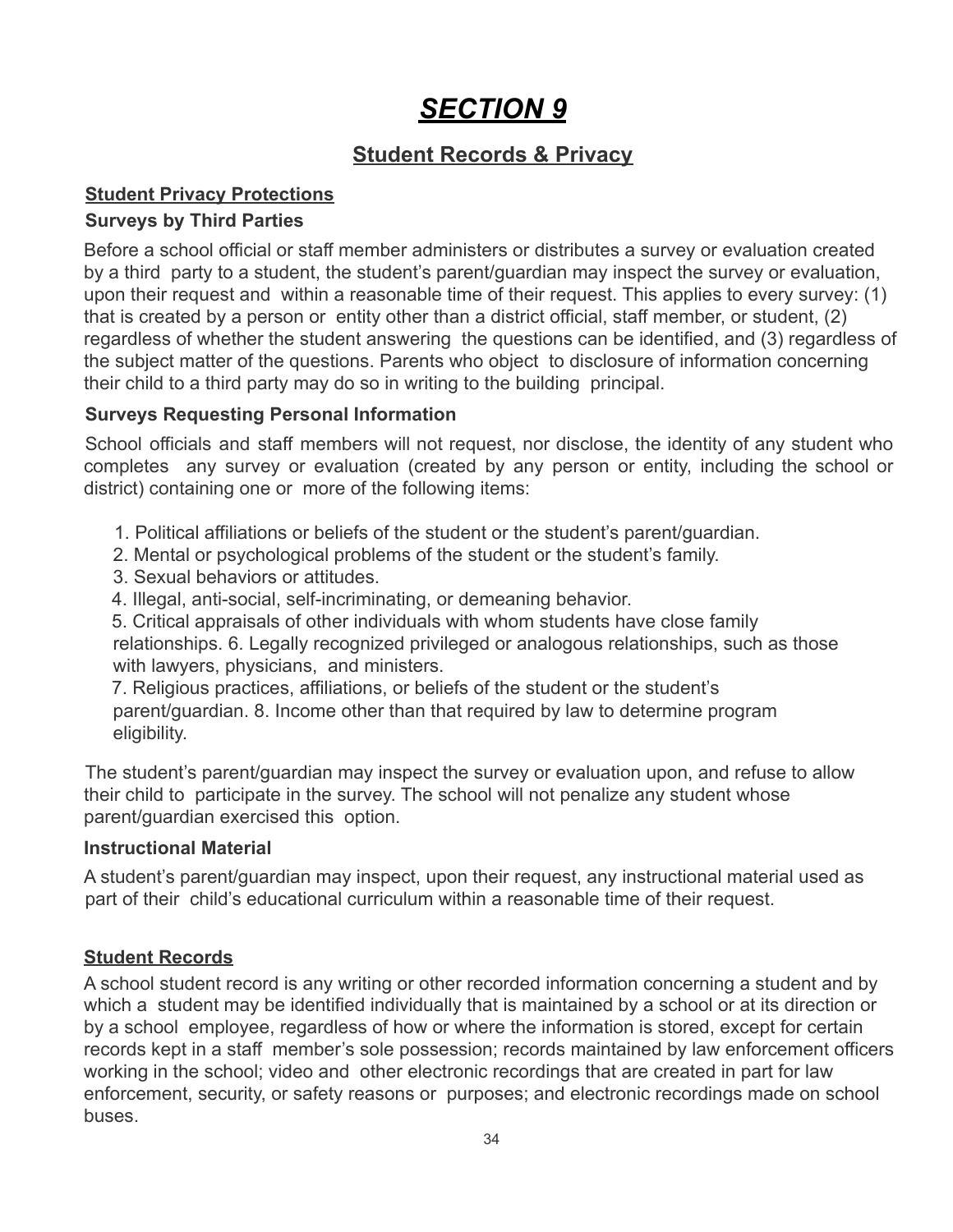# *SECTION 9*

## Student Records & Privacy

### Student Privacy Protections

#### Surveys by Third Parties

Before a school official or staff member administers or distributes a survey or evaluation created by a third party to a student, the student's parent/guardian may inspect the survey or evaluation, upon their request and within a reasonable time of their request. This applies to every survey: (1) that is created by a person or entity other than a district official, staff member, or student, (2) regardless of whether the student answering the questions can be identified, and (3) regardless of the subject matter of the questions. Parents who object to disclosure of information concerning their child to a third party may do so in writing to the building principal.

#### Surveys Requesting Personal Information

School officials and staff members will not request, nor disclose, the identity of any student who completes any survey or evaluation (created by any person or entity, including the school or district) containing one or more of the following items:

1. Political affiliations or beliefs of the student or the student's parent/guardian.
2. Mental or psychological problems of the student or the student's family.
3. Sexual behaviors or attitudes.
4. Illegal, anti-social, self-incriminating, or demeaning behavior.
5. Critical appraisals of other individuals with whom students have close family relationships.
6. Legally recognized privileged or analogous relationships, such as those with lawyers, physicians, and ministers.
7. Religious practices, affiliations, or beliefs of the student or the student's parent/guardian.
8. Income other than that required by law to determine program eligibility.

The student's parent/guardian may inspect the survey or evaluation upon, and refuse to allow their child to participate in the survey. The school will not penalize any student whose parent/guardian exercised this option.

#### Instructional Material

A student's parent/guardian may inspect, upon their request, any instructional material used as part of their child's educational curriculum within a reasonable time of their request.

### Student Records

A school student record is any writing or other recorded information concerning a student and by which a student may be identified individually that is maintained by a school or at its direction or by a school employee, regardless of how or where the information is stored, except for certain records kept in a staff member's sole possession; records maintained by law enforcement officers working in the school; video and other electronic recordings that are created in part for law enforcement, security, or safety reasons or purposes; and electronic recordings made on school buses.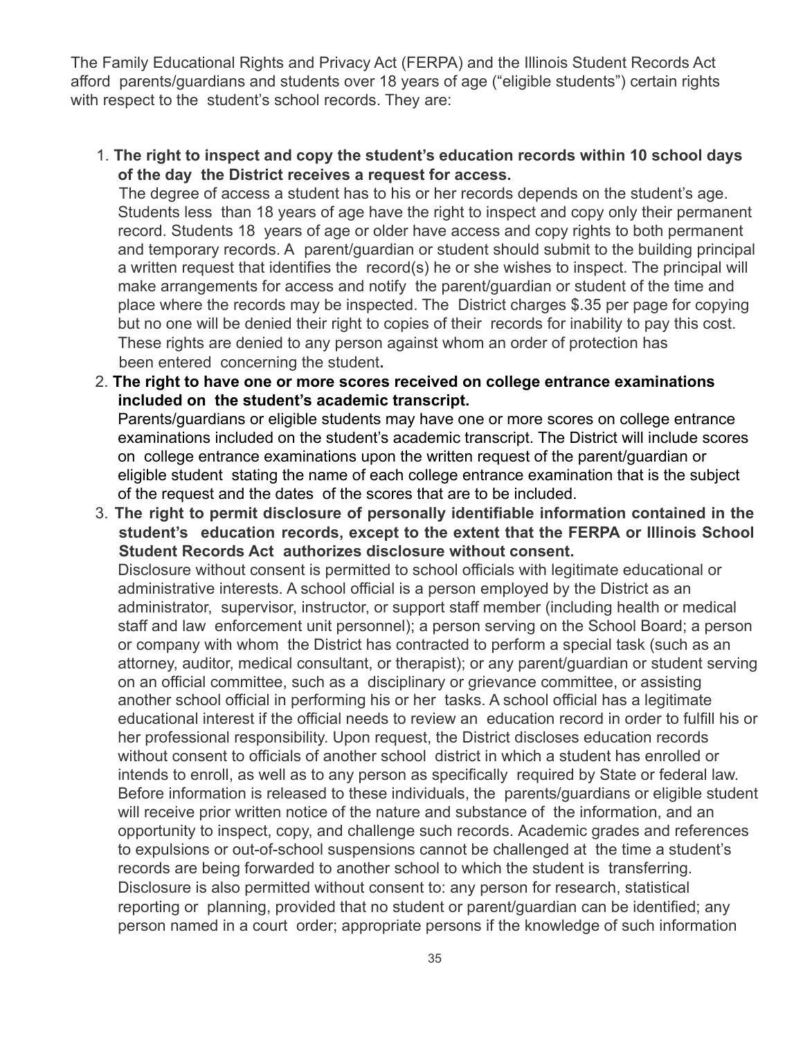The Family Educational Rights and Privacy Act (FERPA) and the Illinois Student Records Act afford parents/guardians and students over 18 years of age ("eligible students") certain rights with respect to the student's school records. They are:

1. **The right to inspect and copy the student's education records within 10 school days of the day the District receives a request for access.**
   The degree of access a student has to his or her records depends on the student's age. Students less than 18 years of age have the right to inspect and copy only their permanent record. Students 18 years of age or older have access and copy rights to both permanent and temporary records. A parent/guardian or student should submit to the building principal a written request that identifies the record(s) he or she wishes to inspect. The principal will make arrangements for access and notify the parent/guardian or student of the time and place where the records may be inspected. The District charges $.35 per page for copying but no one will be denied their right to copies of their records for inability to pay this cost. These rights are denied to any person against whom an order of protection has been entered concerning the student**.**
2. **The right to have one or more scores received on college entrance examinations included on the student's academic transcript.**
   Parents/guardians or eligible students may have one or more scores on college entrance examinations included on the student's academic transcript. The District will include scores on college entrance examinations upon the written request of the parent/guardian or eligible student stating the name of each college entrance examination that is the subject of the request and the dates of the scores that are to be included.
3. **The right to permit disclosure of personally identifiable information contained in the student's education records, except to the extent that the FERPA or Illinois School Student Records Act authorizes disclosure without consent.**
   Disclosure without consent is permitted to school officials with legitimate educational or administrative interests. A school official is a person employed by the District as an administrator, supervisor, instructor, or support staff member (including health or medical staff and law enforcement unit personnel); a person serving on the School Board; a person or company with whom the District has contracted to perform a special task (such as an attorney, auditor, medical consultant, or therapist); or any parent/guardian or student serving on an official committee, such as a disciplinary or grievance committee, or assisting another school official in performing his or her tasks. A school official has a legitimate educational interest if the official needs to review an education record in order to fulfill his or her professional responsibility. Upon request, the District discloses education records without consent to officials of another school district in which a student has enrolled or intends to enroll, as well as to any person as specifically required by State or federal law. Before information is released to these individuals, the parents/guardians or eligible student will receive prior written notice of the nature and substance of the information, and an opportunity to inspect, copy, and challenge such records. Academic grades and references to expulsions or out-of-school suspensions cannot be challenged at the time a student's records are being forwarded to another school to which the student is transferring. Disclosure is also permitted without consent to: any person for research, statistical reporting or planning, provided that no student or parent/guardian can be identified; any person named in a court order; appropriate persons if the knowledge of such information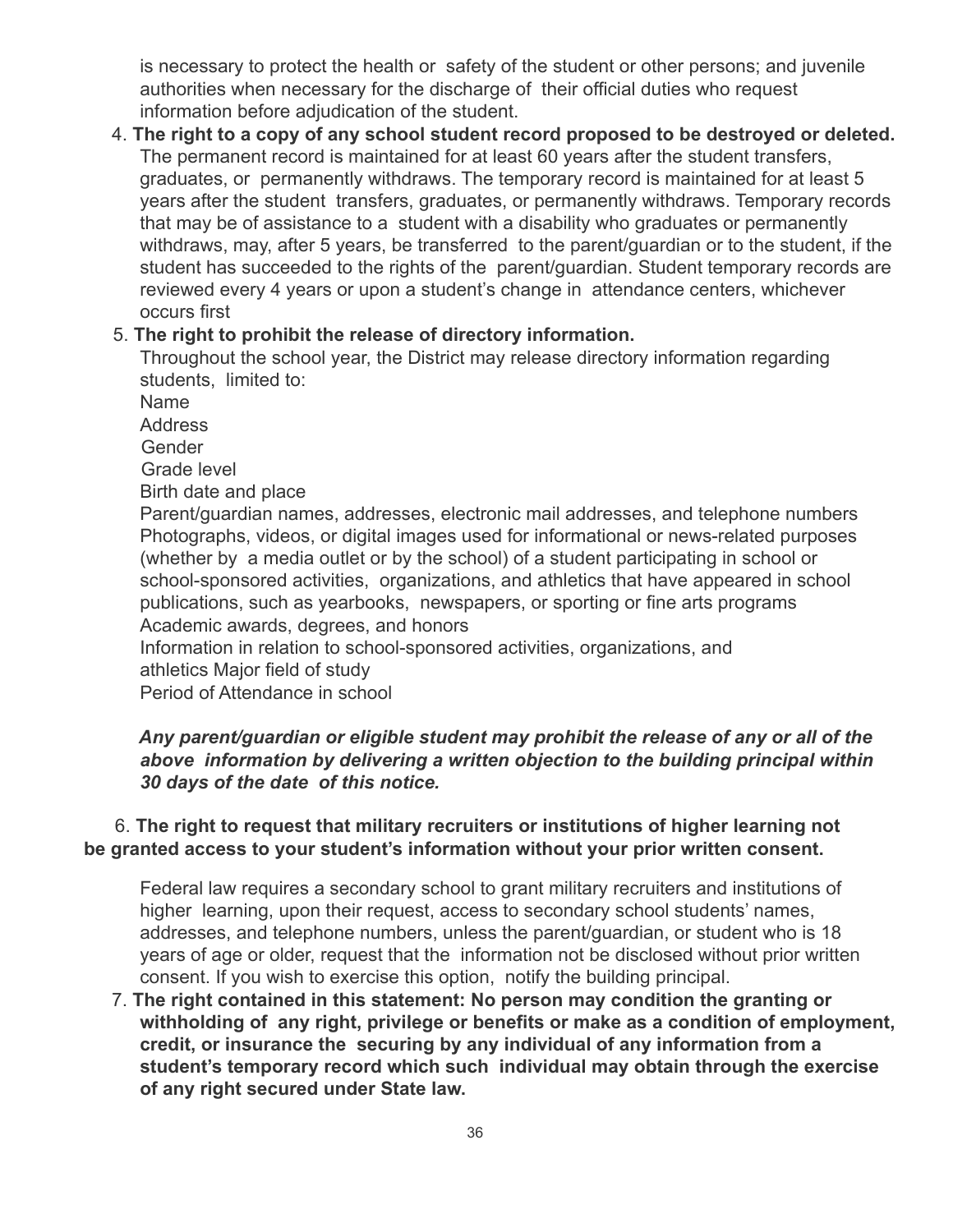is necessary to protect the health or safety of the student or other persons; and juvenile authorities when necessary for the discharge of their official duties who request information before adjudication of the student.

4. **The right to a copy of any school student record proposed to be destroyed or deleted.** The permanent record is maintained for at least 60 years after the student transfers, graduates, or permanently withdraws. The temporary record is maintained for at least 5 years after the student transfers, graduates, or permanently withdraws. Temporary records that may be of assistance to a student with a disability who graduates or permanently withdraws, may, after 5 years, be transferred to the parent/guardian or to the student, if the student has succeeded to the rights of the parent/guardian. Student temporary records are reviewed every 4 years or upon a student's change in attendance centers, whichever occurs first

5. **The right to prohibit the release of directory information.**

   Throughout the school year, the District may release directory information regarding students, limited to:

   Name
   Address
   Gender
   Grade level
   Birth date and place
   Parent/guardian names, addresses, electronic mail addresses, and telephone numbers
   Photographs, videos, or digital images used for informational or news-related purposes (whether by a media outlet or by the school) of a student participating in school or school-sponsored activities, organizations, and athletics that have appeared in school publications, such as yearbooks, newspapers, or sporting or fine arts programs
   Academic awards, degrees, and honors
   Information in relation to school-sponsored activities, organizations, and athletics Major field of study
   Period of Attendance in school

   ***Any parent/guardian or eligible student may prohibit the release of any or all of the above information by delivering a written objection to the building principal within 30 days of the date of this notice.***

6. **The right to request that military recruiters or institutions of higher learning not be granted access to your student's information without your prior written consent.**

   Federal law requires a secondary school to grant military recruiters and institutions of higher learning, upon their request, access to secondary school students' names, addresses, and telephone numbers, unless the parent/guardian, or student who is 18 years of age or older, request that the information not be disclosed without prior written consent. If you wish to exercise this option, notify the building principal.

7. **The right contained in this statement: No person may condition the granting or withholding of any right, privilege or benefits or make as a condition of employment, credit, or insurance the securing by any individual of any information from a student's temporary record which such individual may obtain through the exercise of any right secured under State law.**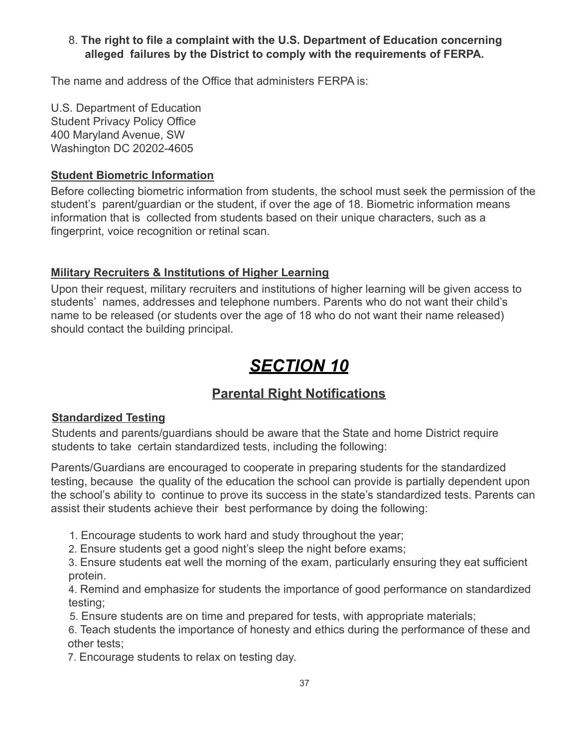8. **The right to file a complaint with the U.S. Department of Education concerning alleged failures by the District to comply with the requirements of FERPA.**

The name and address of the Office that administers FERPA is:

U.S. Department of Education
Student Privacy Policy Office
400 Maryland Avenue, SW
Washington DC 20202-4605

**Student Biometric Information**

Before collecting biometric information from students, the school must seek the permission of the student's parent/guardian or the student, if over the age of 18. Biometric information means information that is collected from students based on their unique characters, such as a fingerprint, voice recognition or retinal scan.

**Military Recruiters & Institutions of Higher Learning**

Upon their request, military recruiters and institutions of higher learning will be given access to students' names, addresses and telephone numbers. Parents who do not want their child's name to be released (or students over the age of 18 who do not want their name released) should contact the building principal.

# *SECTION 10*

## Parental Right Notifications

**Standardized Testing**

Students and parents/guardians should be aware that the State and home District require students to take certain standardized tests, including the following:

Parents/Guardians are encouraged to cooperate in preparing students for the standardized testing, because the quality of the education the school can provide is partially dependent upon the school's ability to continue to prove its success in the state's standardized tests. Parents can assist their students achieve their best performance by doing the following:

1. Encourage students to work hard and study throughout the year;
2. Ensure students get a good night's sleep the night before exams;
3. Ensure students eat well the morning of the exam, particularly ensuring they eat sufficient protein.
4. Remind and emphasize for students the importance of good performance on standardized testing;
5. Ensure students are on time and prepared for tests, with appropriate materials;
6. Teach students the importance of honesty and ethics during the performance of these and other tests;
7. Encourage students to relax on testing day.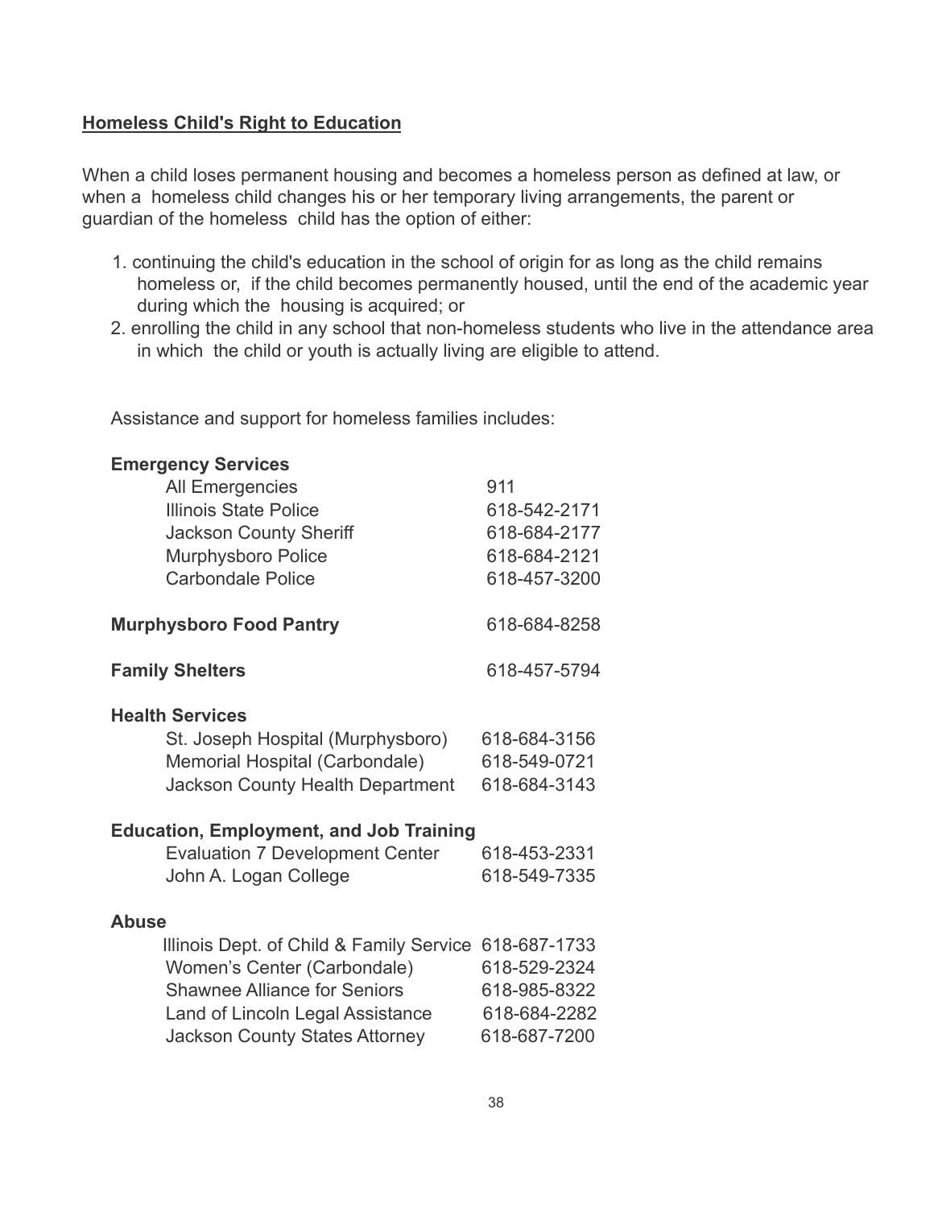## Homeless Child's Right to Education

When a child loses permanent housing and becomes a homeless person as defined at law, or when a homeless child changes his or her temporary living arrangements, the parent or guardian of the homeless child has the option of either:

1. continuing the child's education in the school of origin for as long as the child remains homeless or, if the child becomes permanently housed, until the end of the academic year during which the housing is acquired; or
2. enrolling the child in any school that non-homeless students who live in the attendance area in which the child or youth is actually living are eligible to attend.

Assistance and support for homeless families includes:

**Emergency Services**

| | |
|---|---|
| All Emergencies | 911 |
| Illinois State Police | 618-542-2171 |
| Jackson County Sheriff | 618-684-2177 |
| Murphysboro Police | 618-684-2121 |
| Carbondale Police | 618-457-3200 |

**Murphysboro Food Pantry** 618-684-8258

**Family Shelters** 618-457-5794

**Health Services**

| | |
|---|---|
| St. Joseph Hospital (Murphysboro) | 618-684-3156 |
| Memorial Hospital (Carbondale) | 618-549-0721 |
| Jackson County Health Department | 618-684-3143 |

**Education, Employment, and Job Training**

| | |
|---|---|
| Evaluation 7 Development Center | 618-453-2331 |
| John A. Logan College | 618-549-7335 |

**Abuse**

| | |
|---|---|
| Illinois Dept. of Child & Family Service | 618-687-1733 |
| Women's Center (Carbondale) | 618-529-2324 |
| Shawnee Alliance for Seniors | 618-985-8322 |
| Land of Lincoln Legal Assistance | 618-684-2282 |
| Jackson County States Attorney | 618-687-7200 |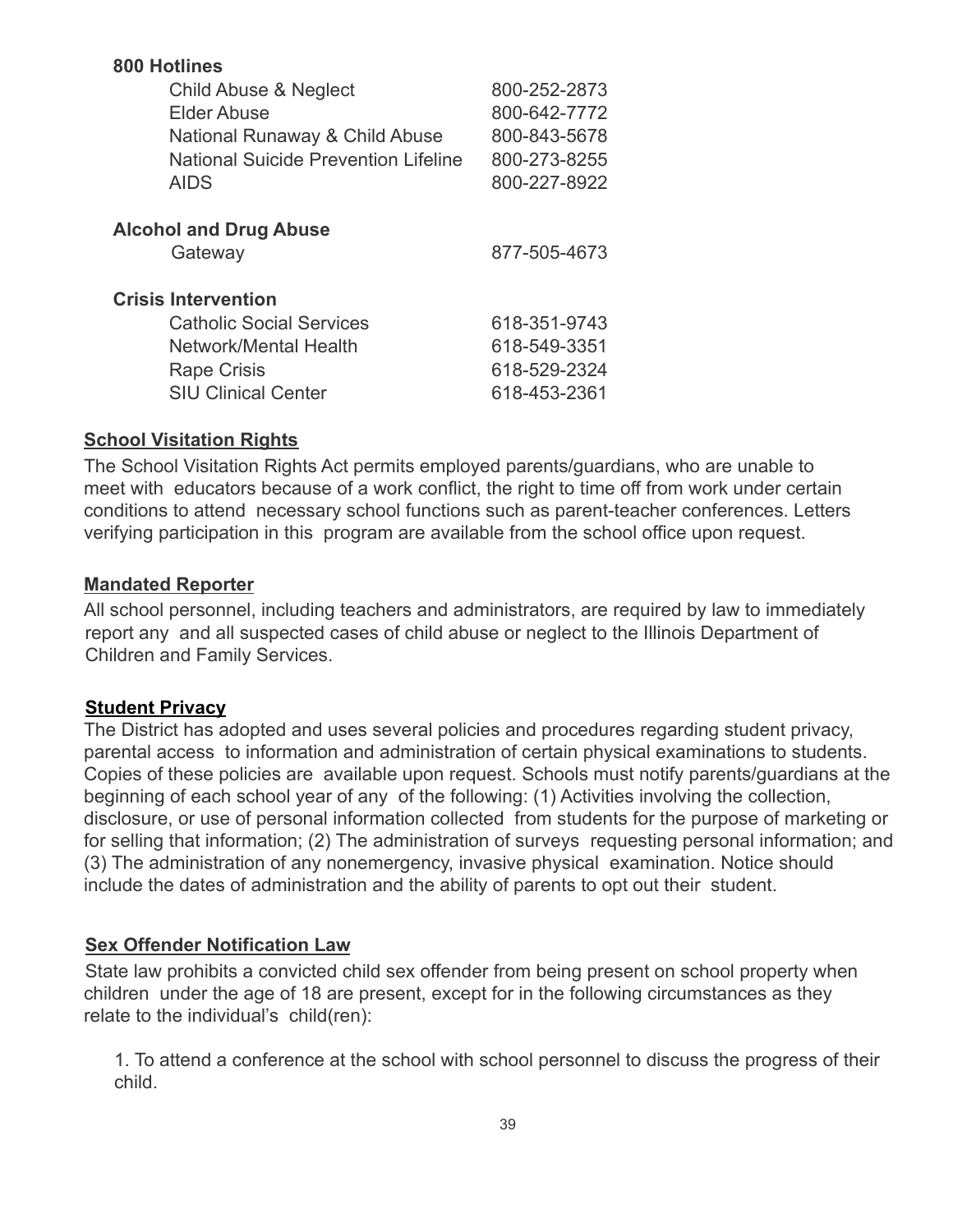**800 Hotlines**

| | |
|---|---|
| Child Abuse & Neglect | 800-252-2873 |
| Elder Abuse | 800-642-7772 |
| National Runaway & Child Abuse | 800-843-5678 |
| National Suicide Prevention Lifeline | 800-273-8255 |
| AIDS | 800-227-8922 |

**Alcohol and Drug Abuse**

| | |
|---|---|
| Gateway | 877-505-4673 |

**Crisis Intervention**

| | |
|---|---|
| Catholic Social Services | 618-351-9743 |
| Network/Mental Health | 618-549-3351 |
| Rape Crisis | 618-529-2324 |
| SIU Clinical Center | 618-453-2361 |

**School Visitation Rights**

The School Visitation Rights Act permits employed parents/guardians, who are unable to meet with educators because of a work conflict, the right to time off from work under certain conditions to attend necessary school functions such as parent-teacher conferences. Letters verifying participation in this program are available from the school office upon request.

**Mandated Reporter**

All school personnel, including teachers and administrators, are required by law to immediately report any and all suspected cases of child abuse or neglect to the Illinois Department of Children and Family Services.

**Student Privacy**

The District has adopted and uses several policies and procedures regarding student privacy, parental access to information and administration of certain physical examinations to students. Copies of these policies are available upon request. Schools must notify parents/guardians at the beginning of each school year of any of the following: (1) Activities involving the collection, disclosure, or use of personal information collected from students for the purpose of marketing or for selling that information; (2) The administration of surveys requesting personal information; and (3) The administration of any nonemergency, invasive physical examination. Notice should include the dates of administration and the ability of parents to opt out their student.

**Sex Offender Notification Law**

State law prohibits a convicted child sex offender from being present on school property when children under the age of 18 are present, except for in the following circumstances as they relate to the individual's child(ren):

1. To attend a conference at the school with school personnel to discuss the progress of their child.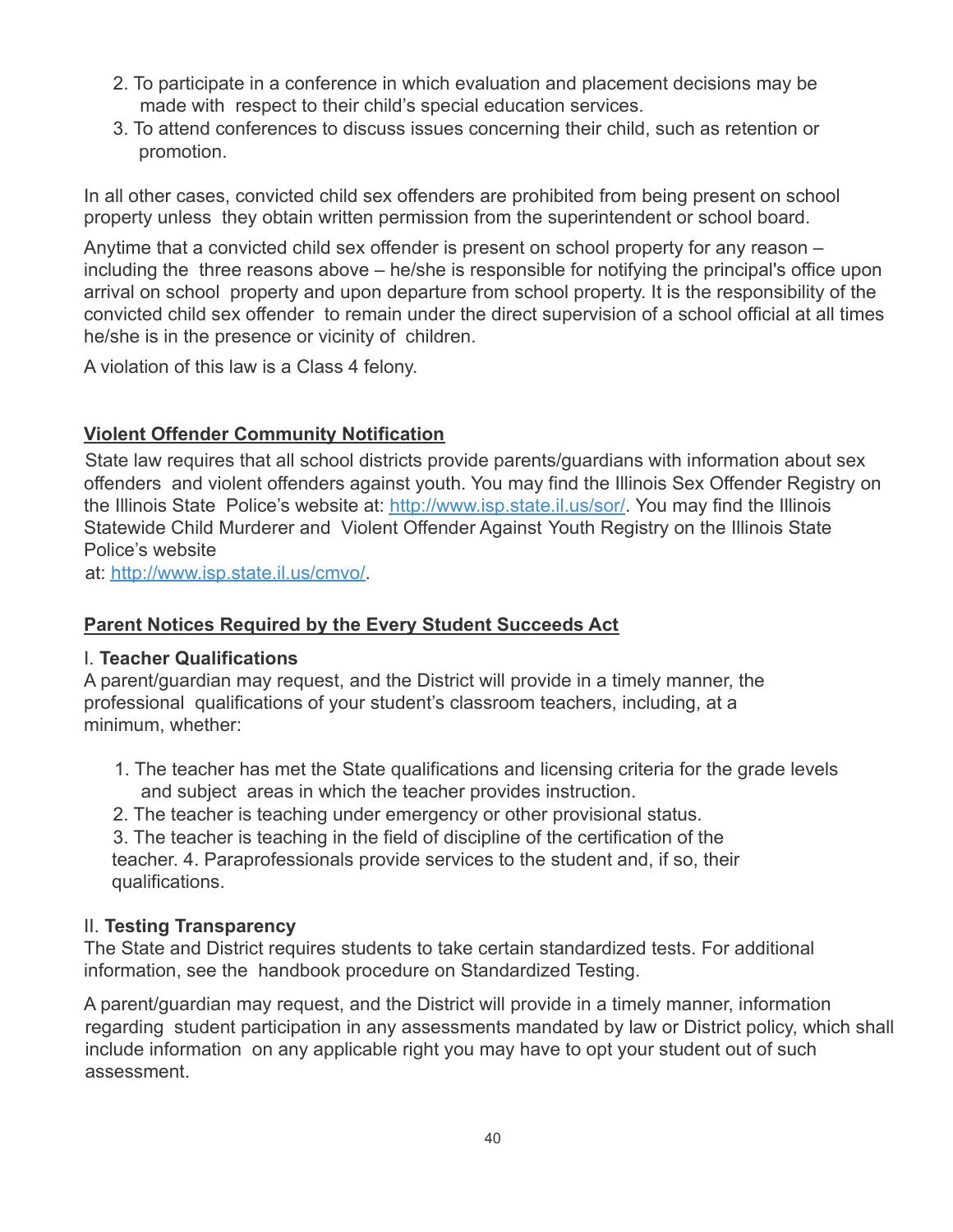2. To participate in a conference in which evaluation and placement decisions may be made with respect to their child's special education services.
3. To attend conferences to discuss issues concerning their child, such as retention or promotion.

In all other cases, convicted child sex offenders are prohibited from being present on school property unless they obtain written permission from the superintendent or school board.

Anytime that a convicted child sex offender is present on school property for any reason – including the three reasons above – he/she is responsible for notifying the principal's office upon arrival on school property and upon departure from school property. It is the responsibility of the convicted child sex offender to remain under the direct supervision of a school official at all times he/she is in the presence or vicinity of children.

A violation of this law is a Class 4 felony.

## Violent Offender Community Notification

State law requires that all school districts provide parents/guardians with information about sex offenders and violent offenders against youth. You may find the Illinois Sex Offender Registry on the Illinois State Police's website at: [http://www.isp.state.il.us/sor/](http://www.isp.state.il.us/sor/). You may find the Illinois Statewide Child Murderer and Violent Offender Against Youth Registry on the Illinois State Police's website at: [http://www.isp.state.il.us/cmvo/](http://www.isp.state.il.us/cmvo/).

## Parent Notices Required by the Every Student Succeeds Act

### I. Teacher Qualifications

A parent/guardian may request, and the District will provide in a timely manner, the professional qualifications of your student's classroom teachers, including, at a minimum, whether:

1. The teacher has met the State qualifications and licensing criteria for the grade levels and subject areas in which the teacher provides instruction.
2. The teacher is teaching under emergency or other provisional status.
3. The teacher is teaching in the field of discipline of the certification of the teacher. 4. Paraprofessionals provide services to the student and, if so, their qualifications.

### II. Testing Transparency

The State and District requires students to take certain standardized tests. For additional information, see the handbook procedure on Standardized Testing.

A parent/guardian may request, and the District will provide in a timely manner, information regarding student participation in any assessments mandated by law or District policy, which shall include information on any applicable right you may have to opt your student out of such assessment.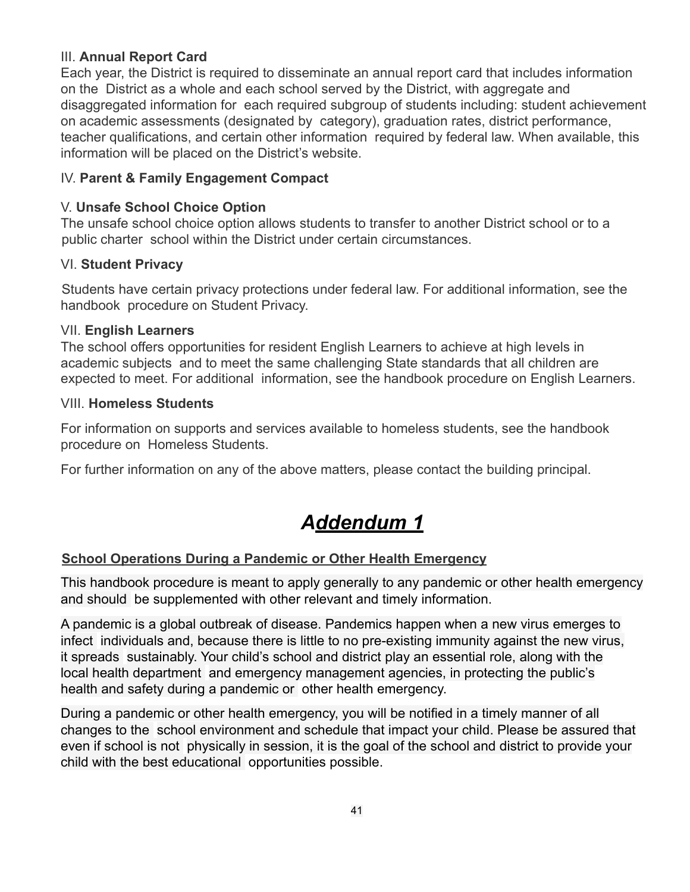III. **Annual Report Card**

Each year, the District is required to disseminate an annual report card that includes information on the District as a whole and each school served by the District, with aggregate and disaggregated information for each required subgroup of students including: student achievement on academic assessments (designated by category), graduation rates, district performance, teacher qualifications, and certain other information required by federal law. When available, this information will be placed on the District's website.

IV. **Parent & Family Engagement Compact**

V. **Unsafe School Choice Option**

The unsafe school choice option allows students to transfer to another District school or to a public charter school within the District under certain circumstances.

VI. **Student Privacy**

Students have certain privacy protections under federal law. For additional information, see the handbook procedure on Student Privacy.

VII. **English Learners**

The school offers opportunities for resident English Learners to achieve at high levels in academic subjects and to meet the same challenging State standards that all children are expected to meet. For additional information, see the handbook procedure on English Learners.

VIII. **Homeless Students**

For information on supports and services available to homeless students, see the handbook procedure on Homeless Students.

For further information on any of the above matters, please contact the building principal.

# ***Addendum 1***

**School Operations During a Pandemic or Other Health Emergency**

This handbook procedure is meant to apply generally to any pandemic or other health emergency and should be supplemented with other relevant and timely information.

A pandemic is a global outbreak of disease. Pandemics happen when a new virus emerges to infect individuals and, because there is little to no pre-existing immunity against the new virus, it spreads sustainably. Your child's school and district play an essential role, along with the local health department and emergency management agencies, in protecting the public's health and safety during a pandemic or other health emergency.

During a pandemic or other health emergency, you will be notified in a timely manner of all changes to the school environment and schedule that impact your child. Please be assured that even if school is not physically in session, it is the goal of the school and district to provide your child with the best educational opportunities possible.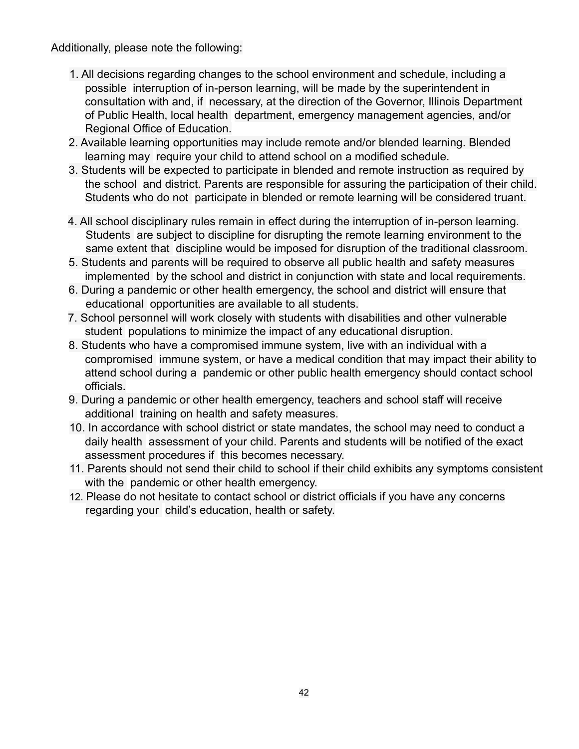Additionally, please note the following:

1. All decisions regarding changes to the school environment and schedule, including a possible interruption of in-person learning, will be made by the superintendent in consultation with and, if necessary, at the direction of the Governor, Illinois Department of Public Health, local health department, emergency management agencies, and/or Regional Office of Education.
2. Available learning opportunities may include remote and/or blended learning. Blended learning may require your child to attend school on a modified schedule.
3. Students will be expected to participate in blended and remote instruction as required by the school and district. Parents are responsible for assuring the participation of their child. Students who do not participate in blended or remote learning will be considered truant.
4. All school disciplinary rules remain in effect during the interruption of in-person learning. Students are subject to discipline for disrupting the remote learning environment to the same extent that discipline would be imposed for disruption of the traditional classroom.
5. Students and parents will be required to observe all public health and safety measures implemented by the school and district in conjunction with state and local requirements.
6. During a pandemic or other health emergency, the school and district will ensure that educational opportunities are available to all students.
7. School personnel will work closely with students with disabilities and other vulnerable student populations to minimize the impact of any educational disruption.
8. Students who have a compromised immune system, live with an individual with a compromised immune system, or have a medical condition that may impact their ability to attend school during a pandemic or other public health emergency should contact school officials.
9. During a pandemic or other health emergency, teachers and school staff will receive additional training on health and safety measures.
10. In accordance with school district or state mandates, the school may need to conduct a daily health assessment of your child. Parents and students will be notified of the exact assessment procedures if this becomes necessary.
11. Parents should not send their child to school if their child exhibits any symptoms consistent with the pandemic or other health emergency.
12. Please do not hesitate to contact school or district officials if you have any concerns regarding your child's education, health or safety.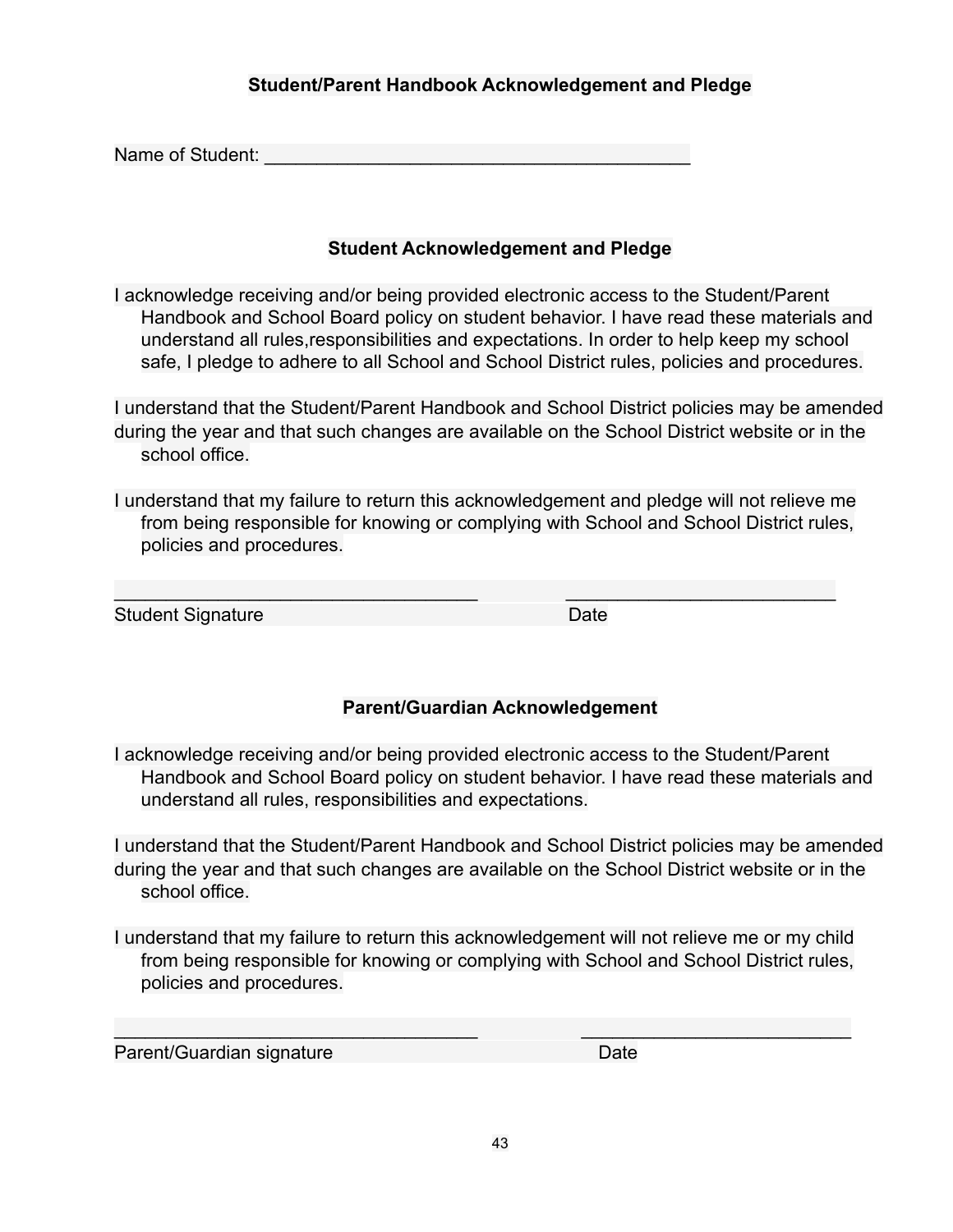## Student/Parent Handbook Acknowledgement and Pledge

Name of Student: ___________________________________________

### Student Acknowledgement and Pledge

I acknowledge receiving and/or being provided electronic access to the Student/Parent Handbook and School Board policy on student behavior. I have read these materials and understand all rules,responsibilities and expectations. In order to help keep my school safe, I pledge to adhere to all School and School District rules, policies and procedures.

I understand that the Student/Parent Handbook and School District policies may be amended during the year and that such changes are available on the School District website or in the school office.

I understand that my failure to return this acknowledgement and pledge will not relieve me from being responsible for knowing or complying with School and School District rules, policies and procedures.

_____________________________________ ___________________________

Student Signature Date

### Parent/Guardian Acknowledgement

I acknowledge receiving and/or being provided electronic access to the Student/Parent Handbook and School Board policy on student behavior. I have read these materials and understand all rules, responsibilities and expectations.

I understand that the Student/Parent Handbook and School District policies may be amended during the year and that such changes are available on the School District website or in the school office.

I understand that my failure to return this acknowledgement will not relieve me or my child from being responsible for knowing or complying with School and School District rules, policies and procedures.

_____________________________________ ___________________________

Parent/Guardian signature Date